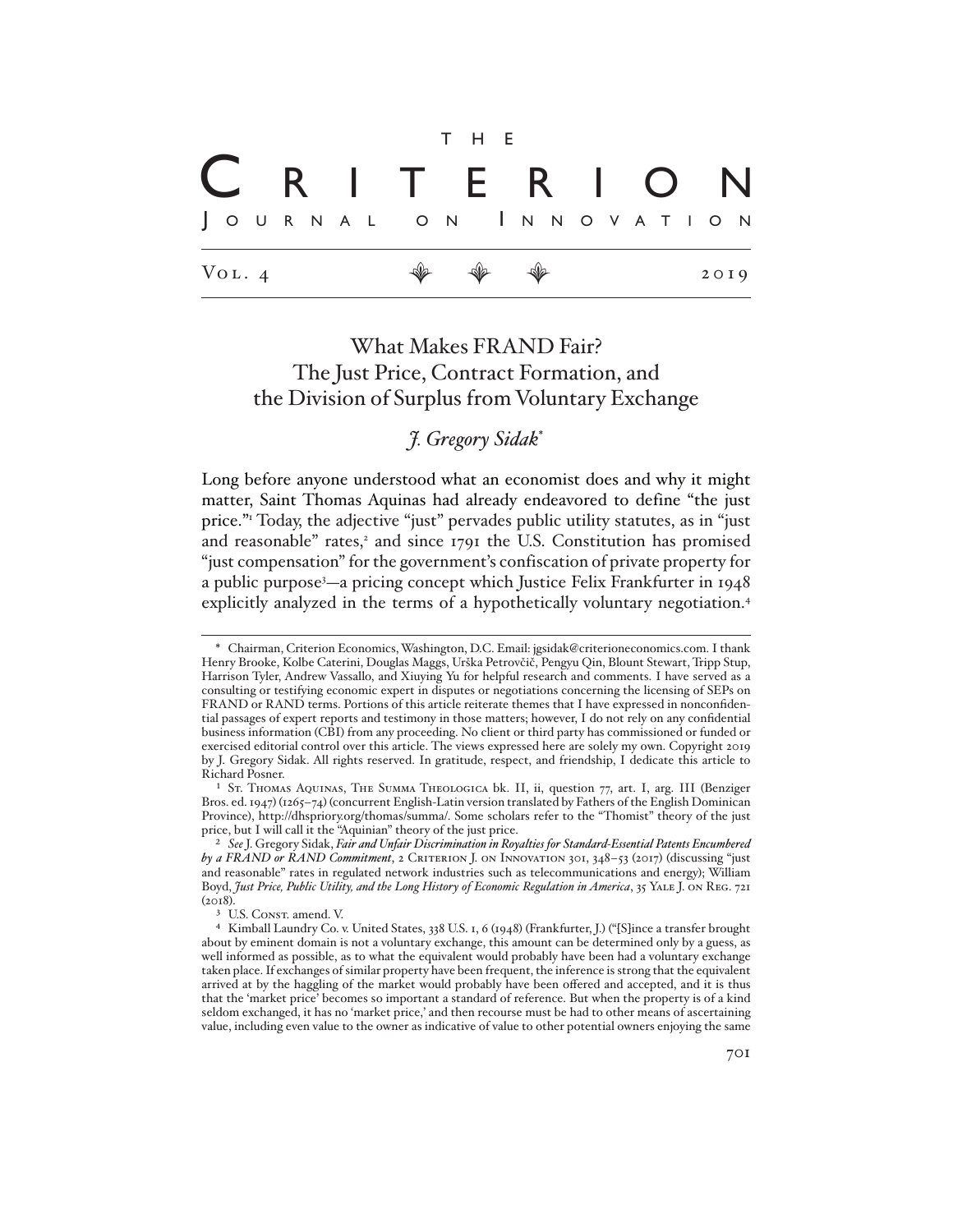# What Makes FRAND Fair? The Just Price, Contract Formation, and the Division of Surplus from Voluntary Exchange

## *J. Gregory Sidak*[*]

Long before anyone understood what an economist does and why it might matter, Saint Thomas Aquinas had already endeavored to define "the just price."[1] Today, the adjective "just" pervades public utility statutes, as in "just and reasonable" rates,[2] and since 1791 the U.S. Constitution has promised "just compensation" for the government's confiscation of private property for a public purpose[3]—a pricing concept which Justice Felix Frankfurter in 1948 explicitly analyzed in the terms of a hypothetically voluntary negotiation.[4]

---

[*] Chairman, Criterion Economics, Washington, D.C. Email: jgsidak@criterioneconomics.com. I thank Henry Brooke, Kolbe Caterini, Douglas Maggs, Urška Petrovčič, Pengyu Qin, Blount Stewart, Tripp Stup, Harrison Tyler, Andrew Vassallo, and Xiuying Yu for helpful research and comments. I have served as a consulting or testifying economic expert in disputes or negotiations concerning the licensing of SEPs on FRAND or RAND terms. Portions of this article reiterate themes that I have expressed in nonconfidential passages of expert reports and testimony in those matters; however, I do not rely on any confidential business information (CBI) from any proceeding. No client or third party has commissioned or funded or exercised editorial control over this article. The views expressed here are solely my own. Copyright 2019 by J. Gregory Sidak. All rights reserved. In gratitude, respect, and friendship, I dedicate this article to Richard Posner.

[1] St. Thomas Aquinas, The Summa Theologica bk. II, ii, question 77, art. I, arg. III (Benziger Bros. ed. 1947) (1265–74) (concurrent English-Latin version translated by Fathers of the English Dominican Province), http://dhspriory.org/thomas/summa/. Some scholars refer to the "Thomist" theory of the just price, but I will call it the "Aquinian" theory of the just price.

[2] *See* J. Gregory Sidak, *Fair and Unfair Discrimination in Royalties for Standard-Essential Patents Encumbered by a FRAND or RAND Commitment*, 2 Criterion J. on Innovation 301, 348–53 (2017) (discussing "just and reasonable" rates in regulated network industries such as telecommunications and energy); William Boyd, *Just Price, Public Utility, and the Long History of Economic Regulation in America*, 35 Yale J. on Reg. 721 (2018).

[3] U.S. Const. amend. V.

[4] Kimball Laundry Co. v. United States, 338 U.S. 1, 6 (1948) (Frankfurter, J.) ("[S]ince a transfer brought about by eminent domain is not a voluntary exchange, this amount can be determined only by a guess, as well informed as possible, as to what the equivalent would probably have been had a voluntary exchange taken place. If exchanges of similar property have been frequent, the inference is strong that the equivalent arrived at by the haggling of the market would probably have been offered and accepted, and it is thus that the 'market price' becomes so important a standard of reference. But when the property is of a kind seldom exchanged, it has no 'market price,' and then recourse must be had to other means of ascertaining value, including even value to the owner as indicative of value to other potential owners enjoying the same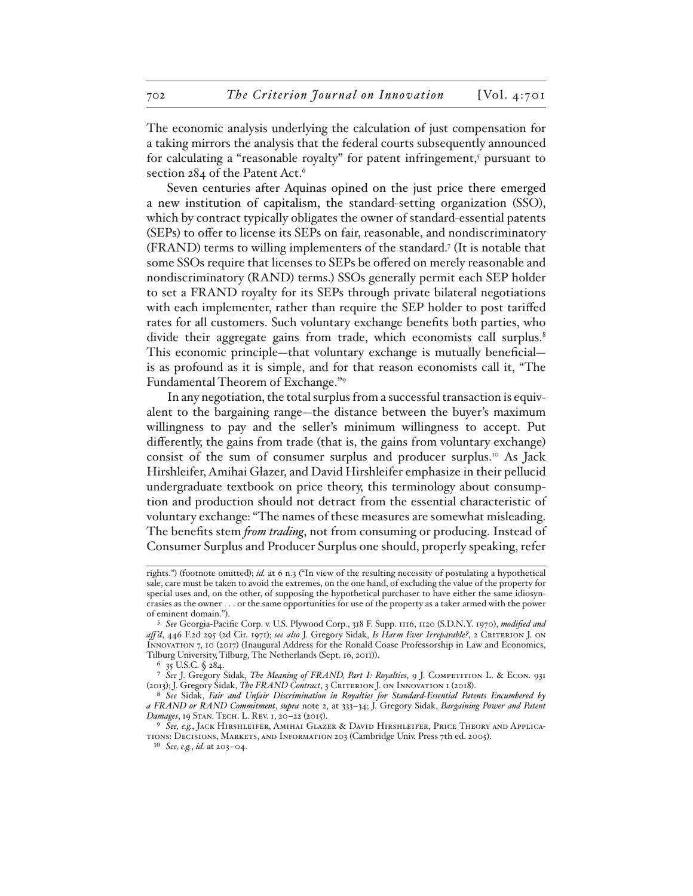The economic analysis underlying the calculation of just compensation for a taking mirrors the analysis that the federal courts subsequently announced for calculating a "reasonable royalty" for patent infringement,[5] pursuant to section 284 of the Patent Act.[6]

Seven centuries after Aquinas opined on the just price there emerged a new institution of capitalism, the standard-setting organization (SSO), which by contract typically obligates the owner of standard-essential patents (SEPs) to offer to license its SEPs on fair, reasonable, and nondiscriminatory (FRAND) terms to willing implementers of the standard.[7] (It is notable that some SSOs require that licenses to SEPs be offered on merely reasonable and nondiscriminatory (RAND) terms.) SSOs generally permit each SEP holder to set a FRAND royalty for its SEPs through private bilateral negotiations with each implementer, rather than require the SEP holder to post tariffed rates for all customers. Such voluntary exchange benefits both parties, who divide their aggregate gains from trade, which economists call surplus.[8] This economic principle—that voluntary exchange is mutually beneficial—is as profound as it is simple, and for that reason economists call it, "The Fundamental Theorem of Exchange."[9]

In any negotiation, the total surplus from a successful transaction is equivalent to the bargaining range—the distance between the buyer's maximum willingness to pay and the seller's minimum willingness to accept. Put differently, the gains from trade (that is, the gains from voluntary exchange) consist of the sum of consumer surplus and producer surplus.[10] As Jack Hirshleifer, Amihai Glazer, and David Hirshleifer emphasize in their pellucid undergraduate textbook on price theory, this terminology about consumption and production should not detract from the essential characteristic of voluntary exchange: "The names of these measures are somewhat misleading. The benefits stem *from trading*, not from consuming or producing. Instead of Consumer Surplus and Producer Surplus one should, properly speaking, refer

---

rights.") (footnote omitted); *id.* at 6 n.3 ("In view of the resulting necessity of postulating a hypothetical sale, care must be taken to avoid the extremes, on the one hand, of excluding the value of the property for special uses and, on the other, of supposing the hypothetical purchaser to have either the same idiosyncrasies as the owner . . . or the same opportunities for use of the property as a taker armed with the power of eminent domain.").

[5] *See* Georgia-Pacific Corp. v. U.S. Plywood Corp., 318 F. Supp. 1116, 1120 (S.D.N.Y. 1970), *modified and aff'd*, 446 F.2d 295 (2d Cir. 1971); *see also* J. Gregory Sidak, *Is Harm Ever Irreparable?*, 2 Criterion J. on Innovation 7, 10 (2017) (Inaugural Address for the Ronald Coase Professorship in Law and Economics, Tilburg University, Tilburg, The Netherlands (Sept. 16, 2011)).

[6] 35 U.S.C. § 284.

[7] *See* J. Gregory Sidak, *The Meaning of FRAND, Part I: Royalties*, 9 J. Competition L. & Econ. 931 (2013); J. Gregory Sidak, *The FRAND Contract*, 3 Criterion J. on Innovation 1 (2018).

[8] *See* Sidak, *Fair and Unfair Discrimination in Royalties for Standard-Essential Patents Encumbered by a FRAND or RAND Commitment*, *supra* note 2, at 333–34; J. Gregory Sidak, *Bargaining Power and Patent Damages*, 19 Stan. Tech. L. Rev. 1, 20–22 (2015).

[9] *See, e.g.*, Jack Hirshleifer, Amihai Glazer & David Hirshleifer, Price Theory and Applications: Decisions, Markets, and Information 203 (Cambridge Univ. Press 7th ed. 2005).

[10] *See, e.g.*, *id.* at 203–04.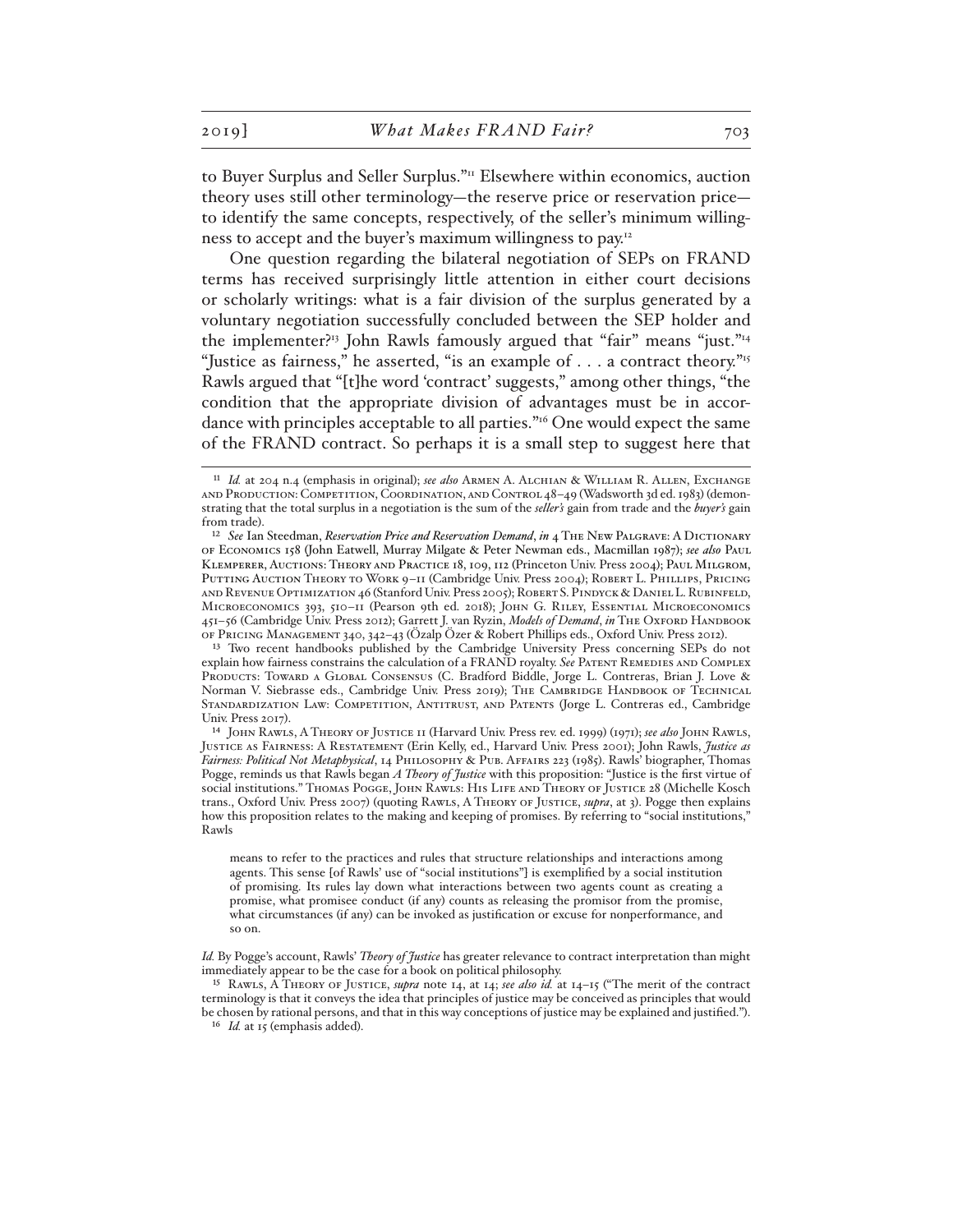to Buyer Surplus and Seller Surplus."[11] Elsewhere within economics, auction theory uses still other terminology—the reserve price or reservation price—to identify the same concepts, respectively, of the seller's minimum willingness to accept and the buyer's maximum willingness to pay.[12]

One question regarding the bilateral negotiation of SEPs on FRAND terms has received surprisingly little attention in either court decisions or scholarly writings: what is a fair division of the surplus generated by a voluntary negotiation successfully concluded between the SEP holder and the implementer?[13] John Rawls famously argued that "fair" means "just."[14] "Justice as fairness," he asserted, "is an example of . . . a contract theory."[15] Rawls argued that "[t]he word 'contract' suggests," among other things, "the condition that the appropriate division of advantages must be in accordance with principles acceptable to all parties."[16] One would expect the same of the FRAND contract. So perhaps it is a small step to suggest here that

---

[11] *Id.* at 204 n.4 (emphasis in original); *see also* Armen A. Alchian & William R. Allen, Exchange and Production: Competition, Coordination, and Control 48–49 (Wadsworth 3d ed. 1983) (demonstrating that the total surplus in a negotiation is the sum of the *seller's* gain from trade and the *buyer's* gain from trade).

[12] *See* Ian Steedman, *Reservation Price and Reservation Demand*, *in* 4 The New Palgrave: A Dictionary of Economics 158 (John Eatwell, Murray Milgate & Peter Newman eds., Macmillan 1987); *see also* Paul Klemperer, Auctions: Theory and Practice 18, 109, 112 (Princeton Univ. Press 2004); Paul Milgrom, Putting Auction Theory to Work 9–11 (Cambridge Univ. Press 2004); Robert L. Phillips, Pricing and Revenue Optimization 46 (Stanford Univ. Press 2005); Robert S. Pindyck & Daniel L. Rubinfeld, Microeconomics 393, 510–11 (Pearson 9th ed. 2018); John G. Riley, Essential Microeconomics 451–56 (Cambridge Univ. Press 2012); Garrett J. van Ryzin, *Models of Demand*, *in* The Oxford Handbook of Pricing Management 340, 342–43 (Özalp Özer & Robert Phillips eds., Oxford Univ. Press 2012).

[13] Two recent handbooks published by the Cambridge University Press concerning SEPs do not explain how fairness constrains the calculation of a FRAND royalty. *See* Patent Remedies and Complex Products: Toward a Global Consensus (C. Bradford Biddle, Jorge L. Contreras, Brian J. Love & Norman V. Siebrasse eds., Cambridge Univ. Press 2019); The Cambridge Handbook of Technical Standardization Law: Competition, Antitrust, and Patents (Jorge L. Contreras ed., Cambridge Univ. Press 2017).

[14] John Rawls, A Theory of Justice 11 (Harvard Univ. Press rev. ed. 1999) (1971); *see also* John Rawls, Justice as Fairness: A Restatement (Erin Kelly, ed., Harvard Univ. Press 2001); John Rawls, *Justice as Fairness: Political Not Metaphysical*, 14 Philosophy & Pub. Affairs 223 (1985). Rawls' biographer, Thomas Pogge, reminds us that Rawls began *A Theory of Justice* with this proposition: "Justice is the first virtue of social institutions." Thomas Pogge, John Rawls: His Life and Theory of Justice 28 (Michelle Kosch trans., Oxford Univ. Press 2007) (quoting Rawls, A Theory of Justice, *supra*, at 3). Pogge then explains how this proposition relates to the making and keeping of promises. By referring to "social institutions," Rawls

> means to refer to the practices and rules that structure relationships and interactions among agents. This sense [of Rawls' use of "social institutions"] is exemplified by a social institution of promising. Its rules lay down what interactions between two agents count as creating a promise, what promisee conduct (if any) counts as releasing the promisor from the promise, what circumstances (if any) can be invoked as justification or excuse for nonperformance, and so on.

*Id.* By Pogge's account, Rawls' *Theory of Justice* has greater relevance to contract interpretation than might immediately appear to be the case for a book on political philosophy.

[15] Rawls, A Theory of Justice, *supra* note 14, at 14; *see also id.* at 14–15 ("The merit of the contract terminology is that it conveys the idea that principles of justice may be conceived as principles that would be chosen by rational persons, and that in this way conceptions of justice may be explained and justified.").

[16] *Id.* at 15 (emphasis added).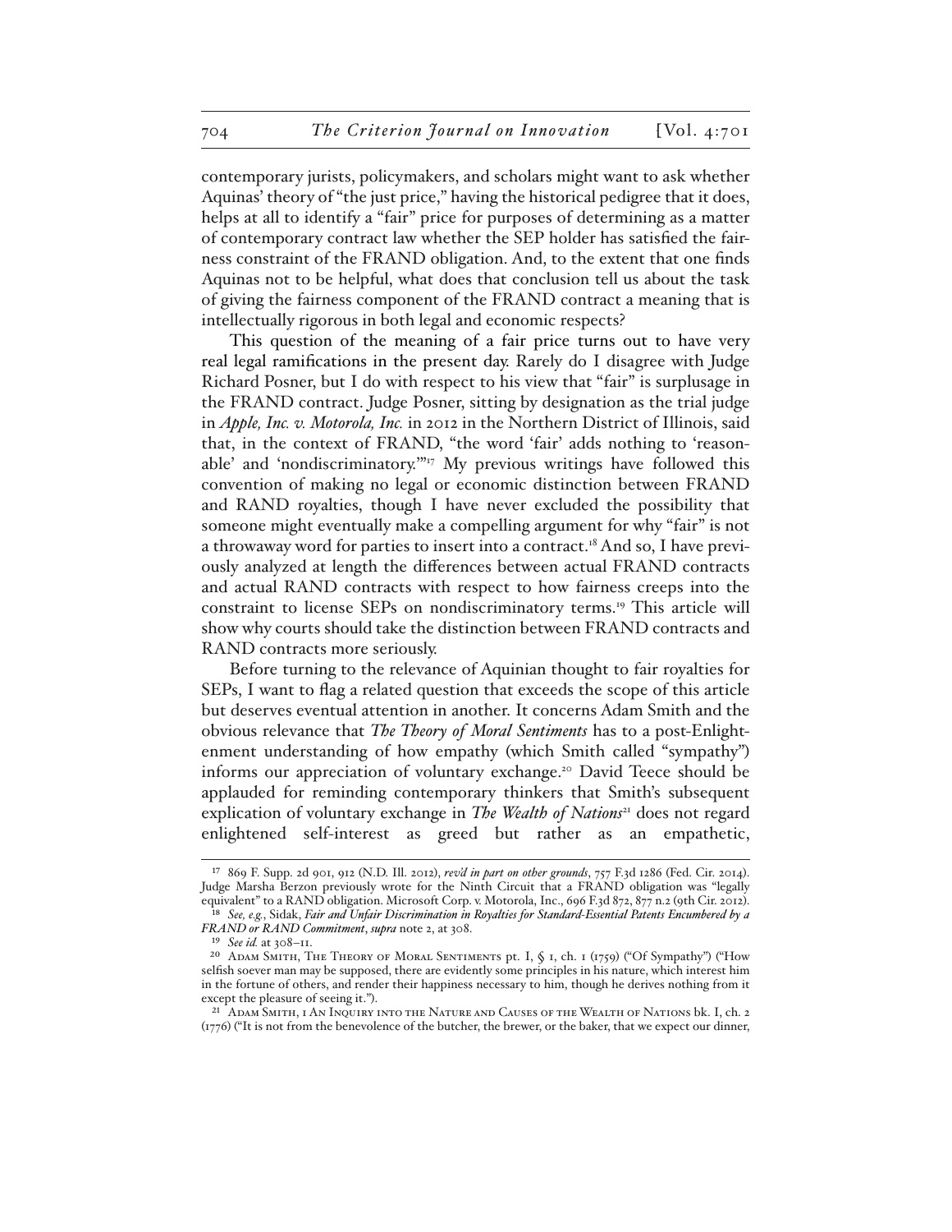contemporary jurists, policymakers, and scholars might want to ask whether Aquinas' theory of "the just price," having the historical pedigree that it does, helps at all to identify a "fair" price for purposes of determining as a matter of contemporary contract law whether the SEP holder has satisfied the fairness constraint of the FRAND obligation. And, to the extent that one finds Aquinas not to be helpful, what does that conclusion tell us about the task of giving the fairness component of the FRAND contract a meaning that is intellectually rigorous in both legal and economic respects?

This question of the meaning of a fair price turns out to have very real legal ramifications in the present day. Rarely do I disagree with Judge Richard Posner, but I do with respect to his view that "fair" is surplusage in the FRAND contract. Judge Posner, sitting by designation as the trial judge in *Apple, Inc. v. Motorola, Inc.* in 2012 in the Northern District of Illinois, said that, in the context of FRAND, "the word 'fair' adds nothing to 'reasonable' and 'nondiscriminatory.'"[17] My previous writings have followed this convention of making no legal or economic distinction between FRAND and RAND royalties, though I have never excluded the possibility that someone might eventually make a compelling argument for why "fair" is not a throwaway word for parties to insert into a contract.[18] And so, I have previously analyzed at length the differences between actual FRAND contracts and actual RAND contracts with respect to how fairness creeps into the constraint to license SEPs on nondiscriminatory terms.[19] This article will show why courts should take the distinction between FRAND contracts and RAND contracts more seriously.

Before turning to the relevance of Aquinian thought to fair royalties for SEPs, I want to flag a related question that exceeds the scope of this article but deserves eventual attention in another. It concerns Adam Smith and the obvious relevance that *The Theory of Moral Sentiments* has to a post-Enlightenment understanding of how empathy (which Smith called "sympathy") informs our appreciation of voluntary exchange.[20] David Teece should be applauded for reminding contemporary thinkers that Smith's subsequent explication of voluntary exchange in *The Wealth of Nations*[21] does not regard enlightened self-interest as greed but rather as an empathetic,

---

[17] 869 F. Supp. 2d 901, 912 (N.D. Ill. 2012), *rev'd in part on other grounds*, 757 F.3d 1286 (Fed. Cir. 2014). Judge Marsha Berzon previously wrote for the Ninth Circuit that a FRAND obligation was "legally equivalent" to a RAND obligation. Microsoft Corp. v. Motorola, Inc., 696 F.3d 872, 877 n.2 (9th Cir. 2012).

[18] *See, e.g.*, Sidak, *Fair and Unfair Discrimination in Royalties for Standard-Essential Patents Encumbered by a FRAND or RAND Commitment*, *supra* note 2, at 308.

[19] *See id.* at 308–11.

[20] Adam Smith, The Theory of Moral Sentiments pt. I, § 1, ch. 1 (1759) ("Of Sympathy") ("How selfish soever man may be supposed, there are evidently some principles in his nature, which interest him in the fortune of others, and render their happiness necessary to him, though he derives nothing from it except the pleasure of seeing it.").

[21] Adam Smith, 1 An Inquiry into the Nature and Causes of the Wealth of Nations bk. I, ch. 2 (1776) ("It is not from the benevolence of the butcher, the brewer, or the baker, that we expect our dinner,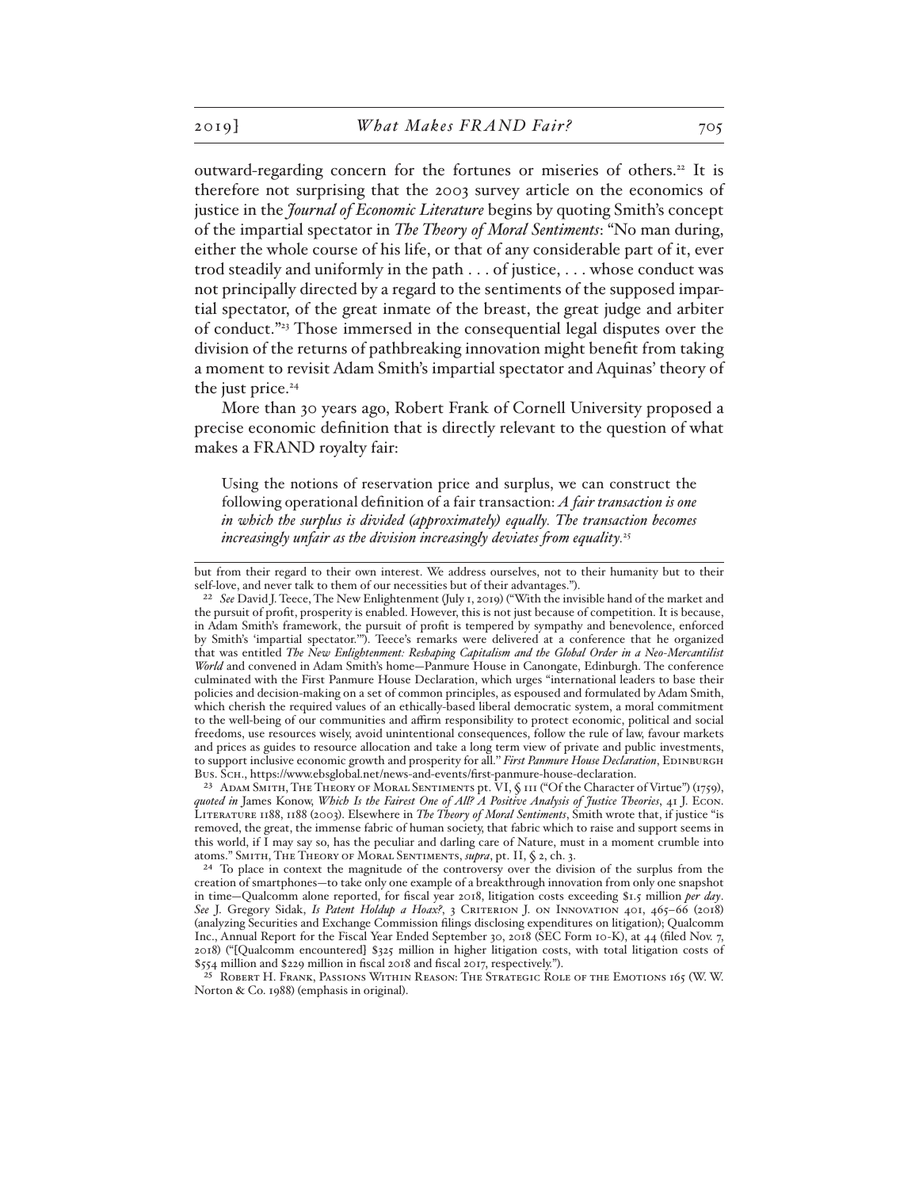outward-regarding concern for the fortunes or miseries of others.[22] It is therefore not surprising that the 2003 survey article on the economics of justice in the *Journal of Economic Literature* begins by quoting Smith's concept of the impartial spectator in *The Theory of Moral Sentiments*: "No man during, either the whole course of his life, or that of any considerable part of it, ever trod steadily and uniformly in the path . . . of justice, . . . whose conduct was not principally directed by a regard to the sentiments of the supposed impartial spectator, of the great inmate of the breast, the great judge and arbiter of conduct."[23] Those immersed in the consequential legal disputes over the division of the returns of pathbreaking innovation might benefit from taking a moment to revisit Adam Smith's impartial spectator and Aquinas' theory of the just price.[24]

More than 30 years ago, Robert Frank of Cornell University proposed a precise economic definition that is directly relevant to the question of what makes a FRAND royalty fair:

> Using the notions of reservation price and surplus, we can construct the following operational definition of a fair transaction: *A fair transaction is one in which the surplus is divided (approximately) equally. The transaction becomes increasingly unfair as the division increasingly deviates from equality.*[25]

---

but from their regard to their own interest. We address ourselves, not to their humanity but to their self-love, and never talk to them of our necessities but of their advantages.").

[22] *See* David J. Teece, The New Enlightenment (July 1, 2019) ("With the invisible hand of the market and the pursuit of profit, prosperity is enabled. However, this is not just because of competition. It is because, in Adam Smith's framework, the pursuit of profit is tempered by sympathy and benevolence, enforced by Smith's 'impartial spectator.'"). Teece's remarks were delivered at a conference that he organized that was entitled *The New Enlightenment: Reshaping Capitalism and the Global Order in a Neo-Mercantilist World* and convened in Adam Smith's home—Panmure House in Canongate, Edinburgh. The conference culminated with the First Panmure House Declaration, which urges "international leaders to base their policies and decision-making on a set of common principles, as espoused and formulated by Adam Smith, which cherish the required values of an ethically-based liberal democratic system, a moral commitment to the well-being of our communities and affirm responsibility to protect economic, political and social freedoms, use resources wisely, avoid unintentional consequences, follow the rule of law, favour markets and prices as guides to resource allocation and take a long term view of private and public investments, to support inclusive economic growth and prosperity for all." *First Panmure House Declaration*, Edinburgh Bus. Sch., https://www.ebsglobal.net/news-and-events/first-panmure-house-declaration.

[23] Adam Smith, The Theory of Moral Sentiments pt. VI, § III ("Of the Character of Virtue") (1759), *quoted in* James Konow, *Which Is the Fairest One of All? A Positive Analysis of Justice Theories*, 41 J. Econ. Literature 1188, 1188 (2003). Elsewhere in *The Theory of Moral Sentiments*, Smith wrote that, if justice "is removed, the great, the immense fabric of human society, that fabric which to raise and support seems in this world, if I may say so, has the peculiar and darling care of Nature, must in a moment crumble into atoms." Smith, The Theory of Moral Sentiments, *supra*, pt. II, § 2, ch. 3.

[24] To place in context the magnitude of the controversy over the division of the surplus from the creation of smartphones—to take only one example of a breakthrough innovation from only one snapshot in time—Qualcomm alone reported, for fiscal year 2018, litigation costs exceeding \$1.5 million *per day*. *See* J. Gregory Sidak, *Is Patent Holdup a Hoax?*, 3 Criterion J. on Innovation 401, 465–66 (2018) (analyzing Securities and Exchange Commission filings disclosing expenditures on litigation); Qualcomm Inc., Annual Report for the Fiscal Year Ended September 30, 2018 (SEC Form 10-K), at 44 (filed Nov. 7, 2018) ("[Qualcomm encountered] \$325 million in higher litigation costs, with total litigation costs of \$554 million and \$229 million in fiscal 2018 and fiscal 2017, respectively.").

[25] Robert H. Frank, Passions Within Reason: The Strategic Role of the Emotions 165 (W. W. Norton & Co. 1988) (emphasis in original).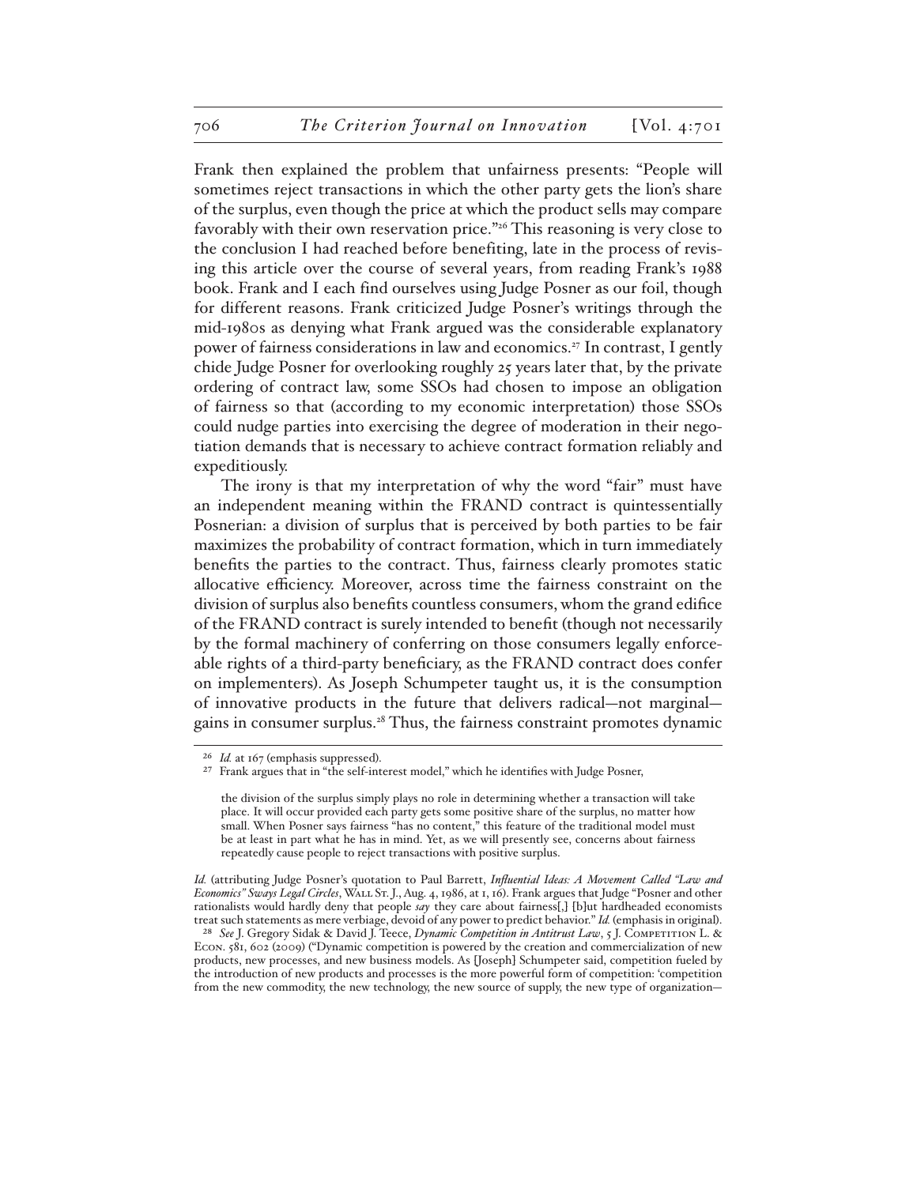Frank then explained the problem that unfairness presents: "People will sometimes reject transactions in which the other party gets the lion's share of the surplus, even though the price at which the product sells may compare favorably with their own reservation price."[26] This reasoning is very close to the conclusion I had reached before benefiting, late in the process of revising this article over the course of several years, from reading Frank's 1988 book. Frank and I each find ourselves using Judge Posner as our foil, though for different reasons. Frank criticized Judge Posner's writings through the mid-1980s as denying what Frank argued was the considerable explanatory power of fairness considerations in law and economics.[27] In contrast, I gently chide Judge Posner for overlooking roughly 25 years later that, by the private ordering of contract law, some SSOs had chosen to impose an obligation of fairness so that (according to my economic interpretation) those SSOs could nudge parties into exercising the degree of moderation in their negotiation demands that is necessary to achieve contract formation reliably and expeditiously.

The irony is that my interpretation of why the word "fair" must have an independent meaning within the FRAND contract is quintessentially Posnerian: a division of surplus that is perceived by both parties to be fair maximizes the probability of contract formation, which in turn immediately benefits the parties to the contract. Thus, fairness clearly promotes static allocative efficiency. Moreover, across time the fairness constraint on the division of surplus also benefits countless consumers, whom the grand edifice of the FRAND contract is surely intended to benefit (though not necessarily by the formal machinery of conferring on those consumers legally enforceable rights of a third-party beneficiary, as the FRAND contract does confer on implementers). As Joseph Schumpeter taught us, it is the consumption of innovative products in the future that delivers radical—not marginal—gains in consumer surplus.[28] Thus, the fairness constraint promotes dynamic

---

[26] *Id.* at 167 (emphasis suppressed).

[27] Frank argues that in "the self-interest model," which he identifies with Judge Posner,

> the division of the surplus simply plays no role in determining whether a transaction will take place. It will occur provided each party gets some positive share of the surplus, no matter how small. When Posner says fairness "has no content," this feature of the traditional model must be at least in part what he has in mind. Yet, as we will presently see, concerns about fairness repeatedly cause people to reject transactions with positive surplus.

*Id.* (attributing Judge Posner's quotation to Paul Barrett, *Influential Ideas: A Movement Called "Law and Economics" Sways Legal Circles*, Wall St. J., Aug. 4, 1986, at 1, 16). Frank argues that Judge "Posner and other rationalists would hardly deny that people *say* they care about fairness[,] [b]ut hardheaded economists treat such statements as mere verbiage, devoid of any power to predict behavior." *Id.* (emphasis in original).

[28] *See* J. Gregory Sidak & David J. Teece, *Dynamic Competition in Antitrust Law*, 5 J. Competition L. & Econ. 581, 602 (2009) ("Dynamic competition is powered by the creation and commercialization of new products, new processes, and new business models. As [Joseph] Schumpeter said, competition fueled by the introduction of new products and processes is the more powerful form of competition: 'competition from the new commodity, the new technology, the new source of supply, the new type of organization—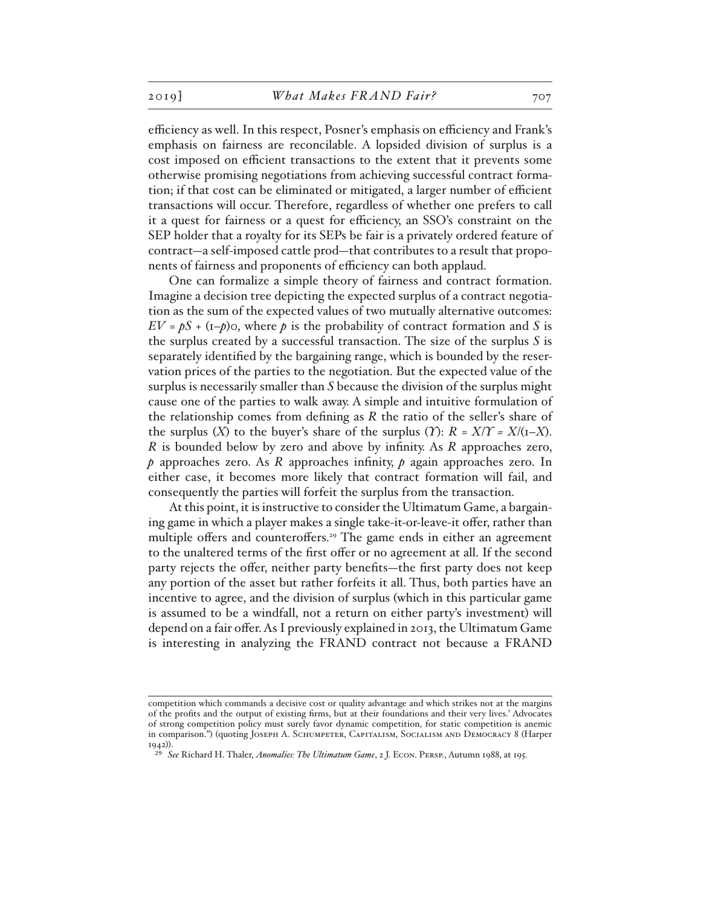efficiency as well. In this respect, Posner's emphasis on efficiency and Frank's emphasis on fairness are reconcilable. A lopsided division of surplus is a cost imposed on efficient transactions to the extent that it prevents some otherwise promising negotiations from achieving successful contract formation; if that cost can be eliminated or mitigated, a larger number of efficient transactions will occur. Therefore, regardless of whether one prefers to call it a quest for fairness or a quest for efficiency, an SSO's constraint on the SEP holder that a royalty for its SEPs be fair is a privately ordered feature of contract—a self-imposed cattle prod—that contributes to a result that proponents of fairness and proponents of efficiency can both applaud.

One can formalize a simple theory of fairness and contract formation. Imagine a decision tree depicting the expected surplus of a contract negotiation as the sum of the expected values of two mutually alternative outcomes: $EV = pS + (1-p)0$, where $p$ is the probability of contract formation and $S$ is the surplus created by a successful transaction. The size of the surplus $S$ is separately identified by the bargaining range, which is bounded by the reservation prices of the parties to the negotiation. But the expected value of the surplus is necessarily smaller than $S$ because the division of the surplus might cause one of the parties to walk away. A simple and intuitive formulation of the relationship comes from defining as $R$ the ratio of the seller's share of the surplus ($X$) to the buyer's share of the surplus ($Y$): $R = X/Y = X/(1-X)$. $R$ is bounded below by zero and above by infinity. As $R$ approaches zero, $p$ approaches zero. As $R$ approaches infinity, $p$ again approaches zero. In either case, it becomes more likely that contract formation will fail, and consequently the parties will forfeit the surplus from the transaction.

At this point, it is instructive to consider the Ultimatum Game, a bargaining game in which a player makes a single take-it-or-leave-it offer, rather than multiple offers and counteroffers.[29] The game ends in either an agreement to the unaltered terms of the first offer or no agreement at all. If the second party rejects the offer, neither party benefits—the first party does not keep any portion of the asset but rather forfeits it all. Thus, both parties have an incentive to agree, and the division of surplus (which in this particular game is assumed to be a windfall, not a return on either party's investment) will depend on a fair offer. As I previously explained in 2013, the Ultimatum Game is interesting in analyzing the FRAND contract not because a FRAND

---

competition which commands a decisive cost or quality advantage and which strikes not at the margins of the profits and the output of existing firms, but at their foundations and their very lives.' Advocates of strong competition policy must surely favor dynamic competition, for static competition is anemic in comparison.") (quoting Joseph A. Schumpeter, Capitalism, Socialism and Democracy 8 (Harper 1942)).

[29] *See* Richard H. Thaler, *Anomalies: The Ultimatum Game*, 2 J. Econ. Persp., Autumn 1988, at 195.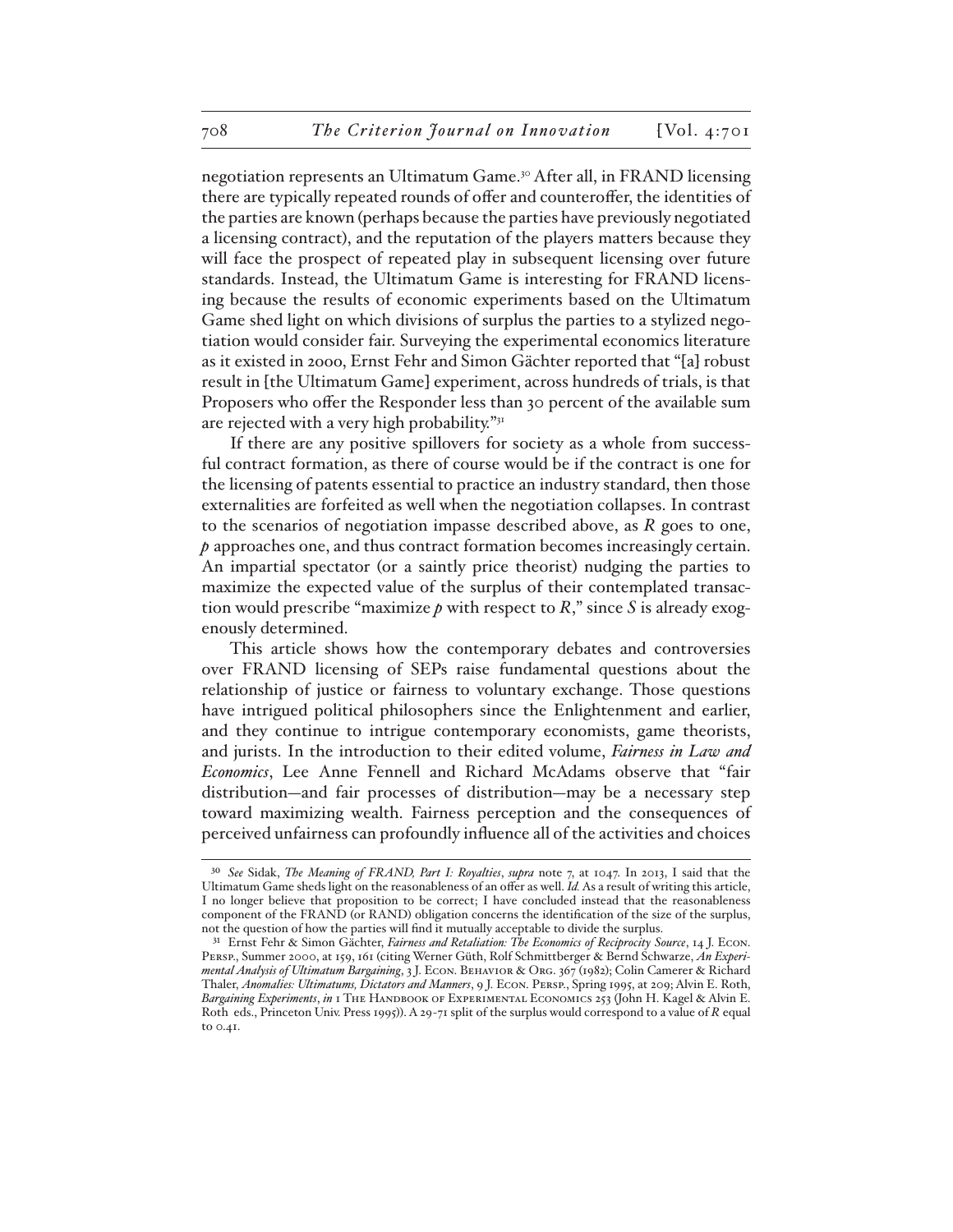negotiation represents an Ultimatum Game.[30] After all, in FRAND licensing there are typically repeated rounds of offer and counteroffer, the identities of the parties are known (perhaps because the parties have previously negotiated a licensing contract), and the reputation of the players matters because they will face the prospect of repeated play in subsequent licensing over future standards. Instead, the Ultimatum Game is interesting for FRAND licensing because the results of economic experiments based on the Ultimatum Game shed light on which divisions of surplus the parties to a stylized negotiation would consider fair. Surveying the experimental economics literature as it existed in 2000, Ernst Fehr and Simon Gächter reported that "[a] robust result in [the Ultimatum Game] experiment, across hundreds of trials, is that Proposers who offer the Responder less than 30 percent of the available sum are rejected with a very high probability."[31]

If there are any positive spillovers for society as a whole from successful contract formation, as there of course would be if the contract is one for the licensing of patents essential to practice an industry standard, then those externalities are forfeited as well when the negotiation collapses. In contrast to the scenarios of negotiation impasse described above, as $R$ goes to one, $p$ approaches one, and thus contract formation becomes increasingly certain. An impartial spectator (or a saintly price theorist) nudging the parties to maximize the expected value of the surplus of their contemplated transaction would prescribe "maximize $p$ with respect to $R$," since $S$ is already exogenously determined.

This article shows how the contemporary debates and controversies over FRAND licensing of SEPs raise fundamental questions about the relationship of justice or fairness to voluntary exchange. Those questions have intrigued political philosophers since the Enlightenment and earlier, and they continue to intrigue contemporary economists, game theorists, and jurists. In the introduction to their edited volume, *Fairness in Law and Economics*, Lee Anne Fennell and Richard McAdams observe that "fair distribution—and fair processes of distribution—may be a necessary step toward maximizing wealth. Fairness perception and the consequences of perceived unfairness can profoundly influence all of the activities and choices

---

[30] *See* Sidak, *The Meaning of FRAND, Part I: Royalties*, *supra* note 7, at 1047. In 2013, I said that the Ultimatum Game sheds light on the reasonableness of an offer as well. *Id.* As a result of writing this article, I no longer believe that proposition to be correct; I have concluded instead that the reasonableness component of the FRAND (or RAND) obligation concerns the identification of the size of the surplus, not the question of how the parties will find it mutually acceptable to divide the surplus.

[31] Ernst Fehr & Simon Gächter, *Fairness and Retaliation: The Economics of Reciprocity Source*, 14 J. Econ. Persp., Summer 2000, at 159, 161 (citing Werner Güth, Rolf Schmittberger & Bernd Schwarze, *An Experimental Analysis of Ultimatum Bargaining*, 3 J. Econ. Behavior & Org. 367 (1982); Colin Camerer & Richard Thaler, *Anomalies: Ultimatums, Dictators and Manners*, 9 J. Econ. Persp., Spring 1995, at 209; Alvin E. Roth, *Bargaining Experiments*, *in* 1 The Handbook of Experimental Economics 253 (John H. Kagel & Alvin E. Roth eds., Princeton Univ. Press 1995)). A 29-71 split of the surplus would correspond to a value of $R$ equal to 0.41.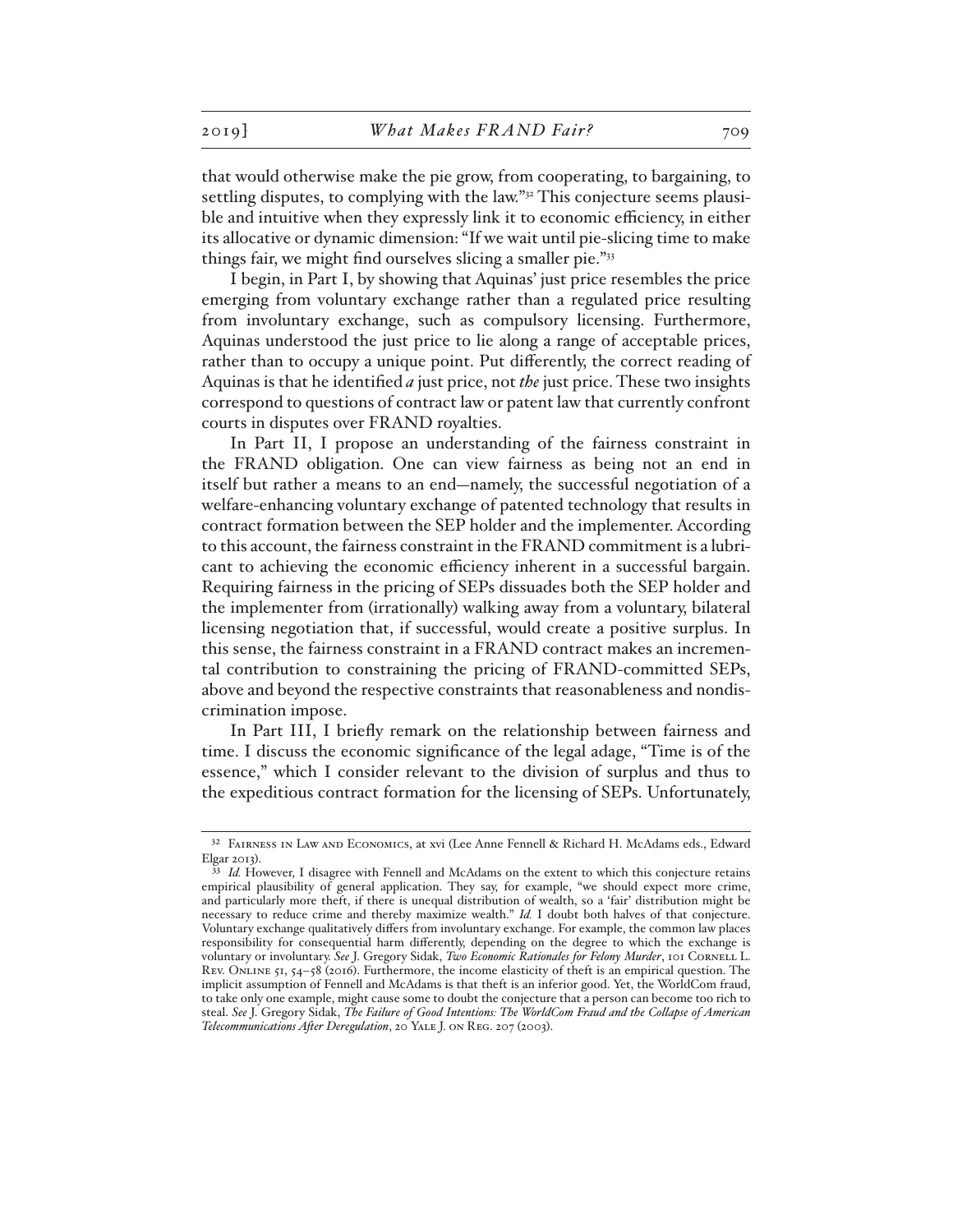that would otherwise make the pie grow, from cooperating, to bargaining, to settling disputes, to complying with the law."[32] This conjecture seems plausible and intuitive when they expressly link it to economic efficiency, in either its allocative or dynamic dimension: "If we wait until pie-slicing time to make things fair, we might find ourselves slicing a smaller pie."[33]

I begin, in Part I, by showing that Aquinas' just price resembles the price emerging from voluntary exchange rather than a regulated price resulting from involuntary exchange, such as compulsory licensing. Furthermore, Aquinas understood the just price to lie along a range of acceptable prices, rather than to occupy a unique point. Put differently, the correct reading of Aquinas is that he identified *a* just price, not *the* just price. These two insights correspond to questions of contract law or patent law that currently confront courts in disputes over FRAND royalties.

In Part II, I propose an understanding of the fairness constraint in the FRAND obligation. One can view fairness as being not an end in itself but rather a means to an end—namely, the successful negotiation of a welfare-enhancing voluntary exchange of patented technology that results in contract formation between the SEP holder and the implementer. According to this account, the fairness constraint in the FRAND commitment is a lubricant to achieving the economic efficiency inherent in a successful bargain. Requiring fairness in the pricing of SEPs dissuades both the SEP holder and the implementer from (irrationally) walking away from a voluntary, bilateral licensing negotiation that, if successful, would create a positive surplus. In this sense, the fairness constraint in a FRAND contract makes an incremental contribution to constraining the pricing of FRAND-committed SEPs, above and beyond the respective constraints that reasonableness and nondiscrimination impose.

In Part III, I briefly remark on the relationship between fairness and time. I discuss the economic significance of the legal adage, "Time is of the essence," which I consider relevant to the division of surplus and thus to the expeditious contract formation for the licensing of SEPs. Unfortunately,

---

[32] Fairness in Law and Economics, at xvi (Lee Anne Fennell & Richard H. McAdams eds., Edward Elgar 2013).

[33] *Id.* However, I disagree with Fennell and McAdams on the extent to which this conjecture retains empirical plausibility of general application. They say, for example, "we should expect more crime, and particularly more theft, if there is unequal distribution of wealth, so a 'fair' distribution might be necessary to reduce crime and thereby maximize wealth." *Id.* I doubt both halves of that conjecture. Voluntary exchange qualitatively differs from involuntary exchange. For example, the common law places responsibility for consequential harm differently, depending on the degree to which the exchange is voluntary or involuntary. *See* J. Gregory Sidak, *Two Economic Rationales for Felony Murder*, 101 Cornell L. Rev. Online 51, 54–58 (2016). Furthermore, the income elasticity of theft is an empirical question. The implicit assumption of Fennell and McAdams is that theft is an inferior good. Yet, the WorldCom fraud, to take only one example, might cause some to doubt the conjecture that a person can become too rich to steal. *See* J. Gregory Sidak, *The Failure of Good Intentions: The WorldCom Fraud and the Collapse of American Telecommunications After Deregulation*, 20 Yale J. on Reg. 207 (2003).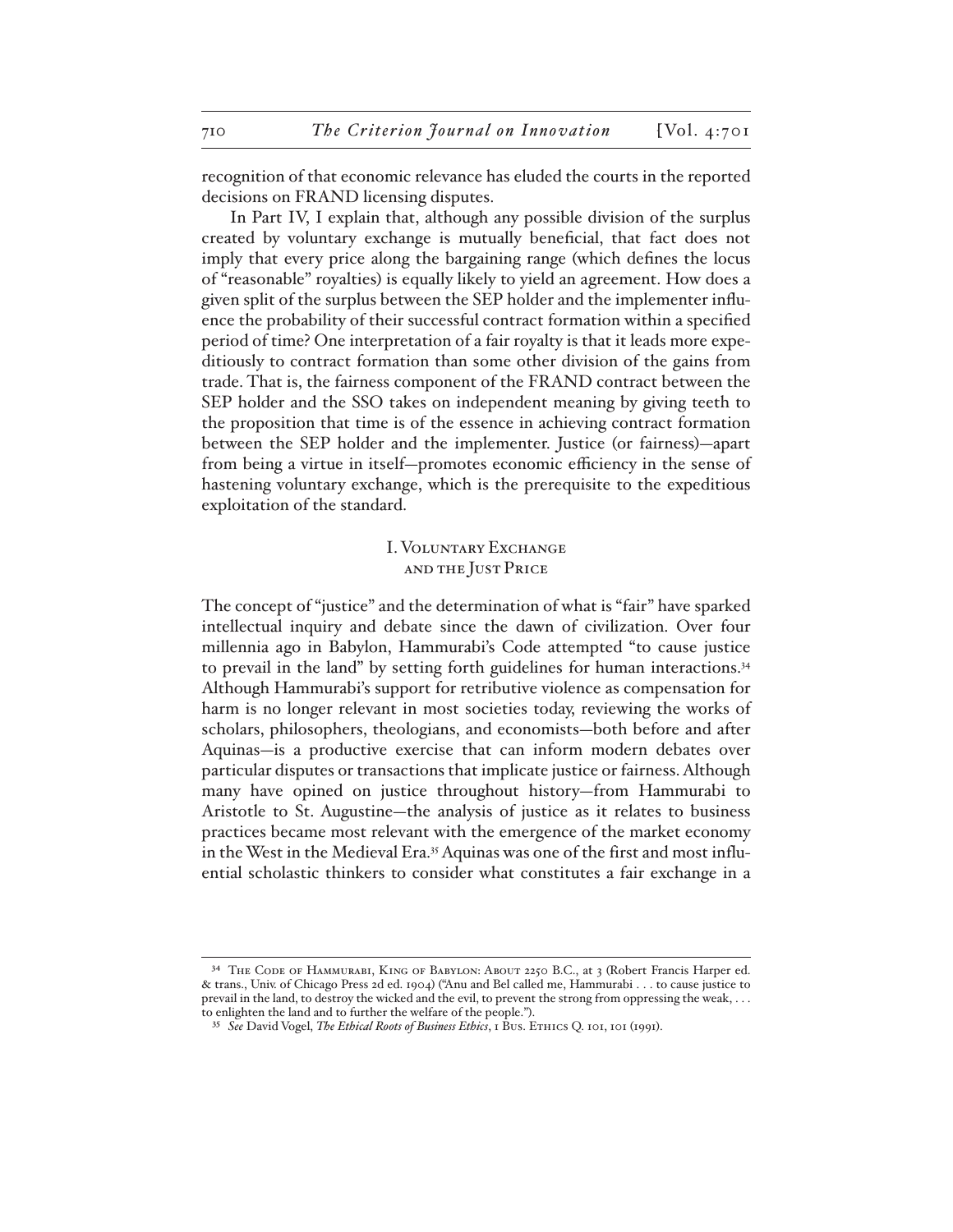recognition of that economic relevance has eluded the courts in the reported decisions on FRAND licensing disputes.

In Part IV, I explain that, although any possible division of the surplus created by voluntary exchange is mutually beneficial, that fact does not imply that every price along the bargaining range (which defines the locus of "reasonable" royalties) is equally likely to yield an agreement. How does a given split of the surplus between the SEP holder and the implementer influence the probability of their successful contract formation within a specified period of time? One interpretation of a fair royalty is that it leads more expeditiously to contract formation than some other division of the gains from trade. That is, the fairness component of the FRAND contract between the SEP holder and the SSO takes on independent meaning by giving teeth to the proposition that time is of the essence in achieving contract formation between the SEP holder and the implementer. Justice (or fairness)—apart from being a virtue in itself—promotes economic efficiency in the sense of hastening voluntary exchange, which is the prerequisite to the expeditious exploitation of the standard.

## I. Voluntary Exchange and the Just Price

The concept of "justice" and the determination of what is "fair" have sparked intellectual inquiry and debate since the dawn of civilization. Over four millennia ago in Babylon, Hammurabi's Code attempted "to cause justice to prevail in the land" by setting forth guidelines for human interactions.[34] Although Hammurabi's support for retributive violence as compensation for harm is no longer relevant in most societies today, reviewing the works of scholars, philosophers, theologians, and economists—both before and after Aquinas—is a productive exercise that can inform modern debates over particular disputes or transactions that implicate justice or fairness. Although many have opined on justice throughout history—from Hammurabi to Aristotle to St. Augustine—the analysis of justice as it relates to business practices became most relevant with the emergence of the market economy in the West in the Medieval Era.[35] Aquinas was one of the first and most influential scholastic thinkers to consider what constitutes a fair exchange in a

---

[34] The Code of Hammurabi, King of Babylon: About 2250 B.C., at 3 (Robert Francis Harper ed. & trans., Univ. of Chicago Press 2d ed. 1904) ("Anu and Bel called me, Hammurabi . . . to cause justice to prevail in the land, to destroy the wicked and the evil, to prevent the strong from oppressing the weak, . . . to enlighten the land and to further the welfare of the people.").

[35] *See* David Vogel, *The Ethical Roots of Business Ethics*, 1 Bus. Ethics Q. 101, 101 (1991).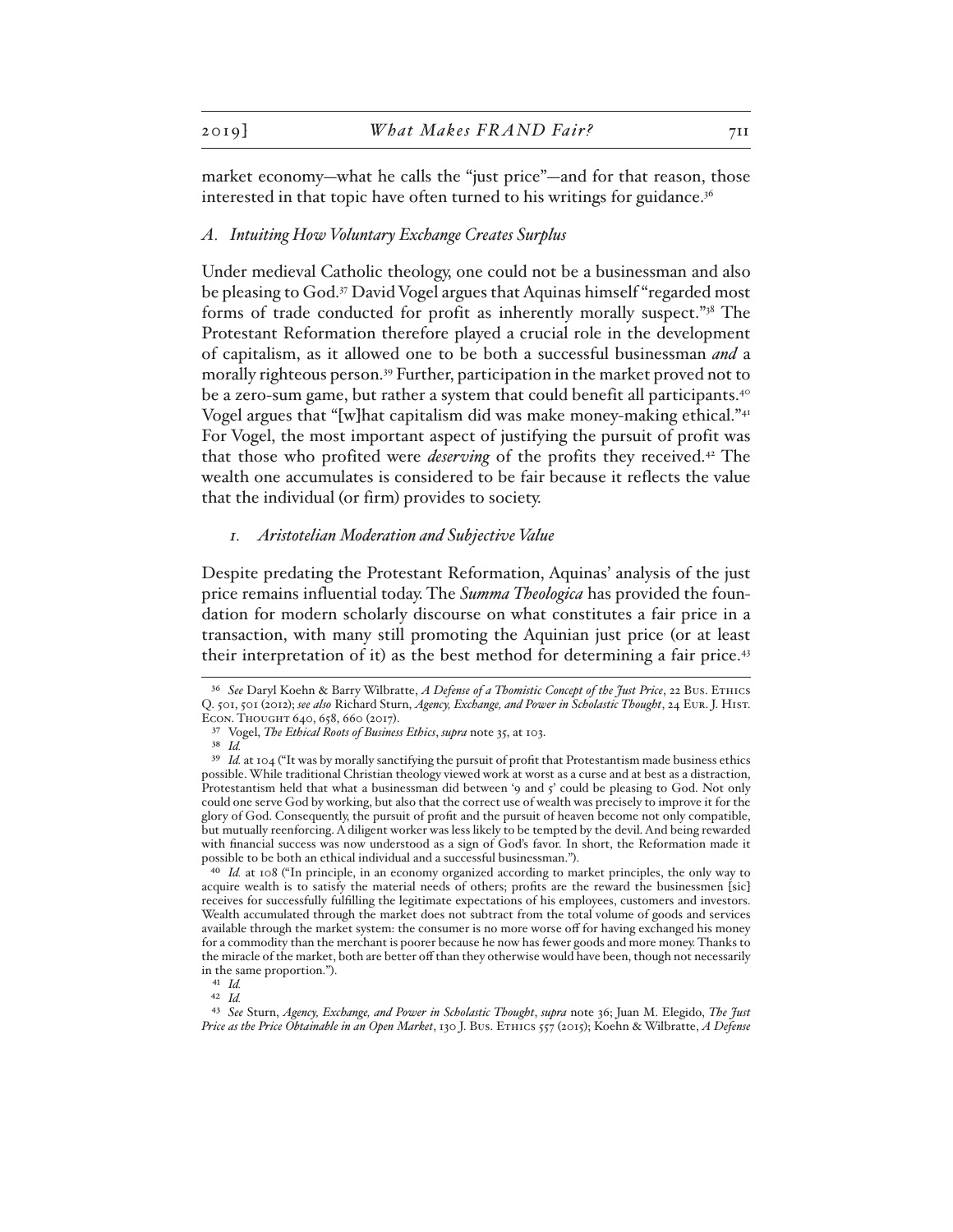market economy—what he calls the "just price"—and for that reason, those interested in that topic have often turned to his writings for guidance.[36]

### *A. Intuiting How Voluntary Exchange Creates Surplus*

Under medieval Catholic theology, one could not be a businessman and also be pleasing to God.[37] David Vogel argues that Aquinas himself "regarded most forms of trade conducted for profit as inherently morally suspect."[38] The Protestant Reformation therefore played a crucial role in the development of capitalism, as it allowed one to be both a successful businessman ***and*** a morally righteous person.[39] Further, participation in the market proved not to be a zero-sum game, but rather a system that could benefit all participants.[40] Vogel argues that "[w]hat capitalism did was make money-making ethical."[41] For Vogel, the most important aspect of justifying the pursuit of profit was that those who profited were *deserving* of the profits they received.[42] The wealth one accumulates is considered to be fair because it reflects the value that the individual (or firm) provides to society.

#### *1. Aristotelian Moderation and Subjective Value*

Despite predating the Protestant Reformation, Aquinas' analysis of the just price remains influential today. The ***Summa Theologica*** has provided the foundation for modern scholarly discourse on what constitutes a fair price in a transaction, with many still promoting the Aquinian just price (or at least their interpretation of it) as the best method for determining a fair price.[43]

---

[36] *See* Daryl Koehn & Barry Wilbratte, *A Defense of a Thomistic Concept of the Just Price*, 22 Bus. Ethics Q. 501, 501 (2012); *see also* Richard Sturn, *Agency, Exchange, and Power in Scholastic Thought*, 24 Eur. J. Hist. Econ. Thought 640, 658, 660 (2017).

[37] Vogel, *The Ethical Roots of Business Ethics*, *supra* note 35, at 103.

[38] *Id.*

[39] *Id.* at 104 ("It was by morally sanctifying the pursuit of profit that Protestantism made business ethics possible. While traditional Christian theology viewed work at worst as a curse and at best as a distraction, Protestantism held that what a businessman did between '9 and 5' could be pleasing to God. Not only could one serve God by working, but also that the correct use of wealth was precisely to improve it for the glory of God. Consequently, the pursuit of profit and the pursuit of heaven become not only compatible, but mutually reenforcing. A diligent worker was less likely to be tempted by the devil. And being rewarded with financial success was now understood as a sign of God's favor. In short, the Reformation made it possible to be both an ethical individual and a successful businessman.").

[40] *Id.* at 108 ("In principle, in an economy organized according to market principles, the only way to acquire wealth is to satisfy the material needs of others; profits are the reward the businessmen [sic] receives for successfully fulfilling the legitimate expectations of his employees, customers and investors. Wealth accumulated through the market does not subtract from the total volume of goods and services available through the market system: the consumer is no more worse off for having exchanged his money for a commodity than the merchant is poorer because he now has fewer goods and more money. Thanks to the miracle of the market, both are better off than they otherwise would have been, though not necessarily in the same proportion.").

[41] *Id.*

[42] *Id.*

[43] *See* Sturn, *Agency, Exchange, and Power in Scholastic Thought*, *supra* note 36; Juan M. Elegido, *The Just Price as the Price Obtainable in an Open Market*, 130 J. Bus. Ethics 557 (2015); Koehn & Wilbratte, *A Defense*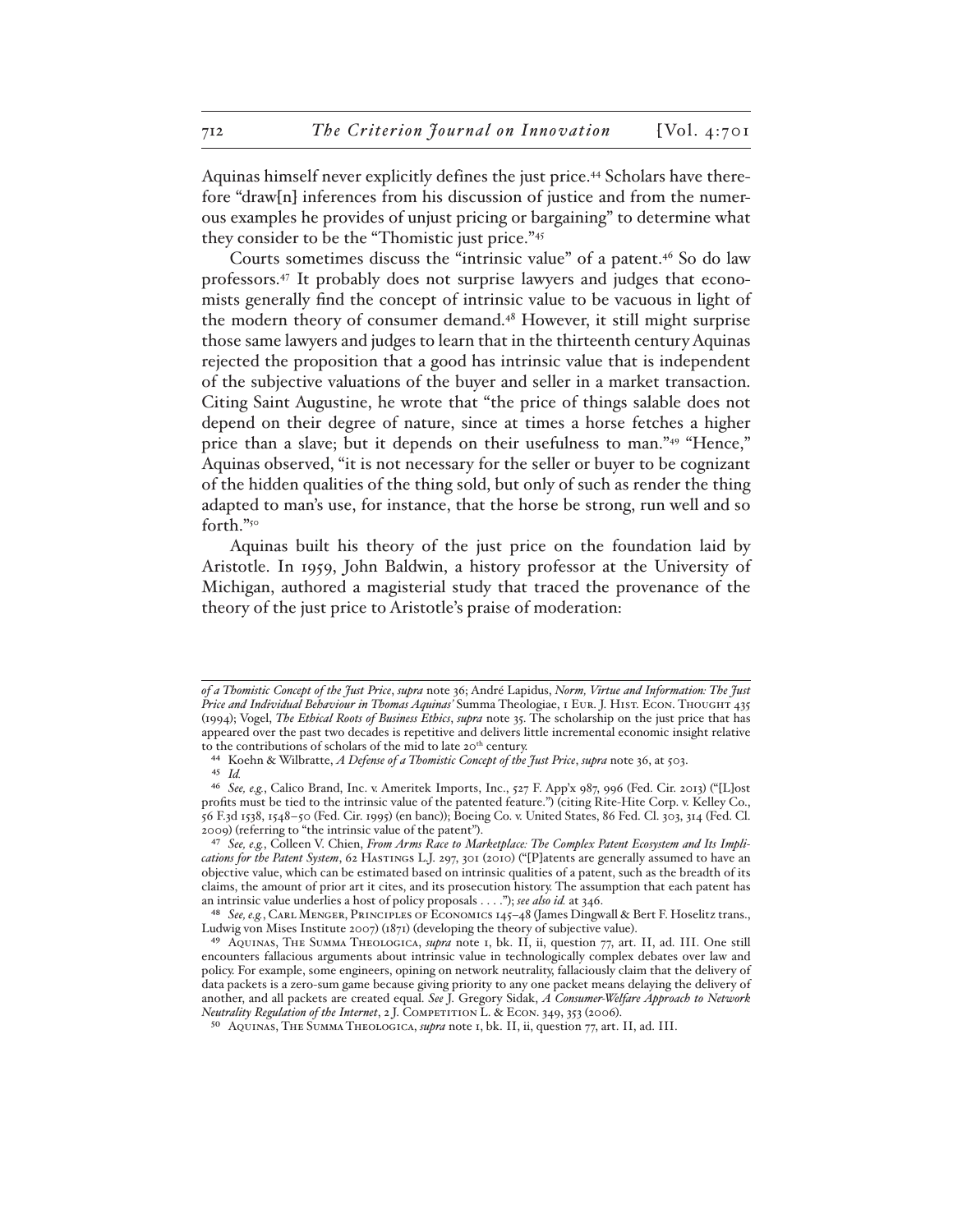Aquinas himself never explicitly defines the just price.[44] Scholars have therefore "draw[n] inferences from his discussion of justice and from the numerous examples he provides of unjust pricing or bargaining" to determine what they consider to be the "Thomistic just price."[45]

Courts sometimes discuss the "intrinsic value" of a patent.[46] So do law professors.[47] It probably does not surprise lawyers and judges that economists generally find the concept of intrinsic value to be vacuous in light of the modern theory of consumer demand.[48] However, it still might surprise those same lawyers and judges to learn that in the thirteenth century Aquinas rejected the proposition that a good has intrinsic value that is independent of the subjective valuations of the buyer and seller in a market transaction. Citing Saint Augustine, he wrote that "the price of things salable does not depend on their degree of nature, since at times a horse fetches a higher price than a slave; but it depends on their usefulness to man."[49] "Hence," Aquinas observed, "it is not necessary for the seller or buyer to be cognizant of the hidden qualities of the thing sold, but only of such as render the thing adapted to man's use, for instance, that the horse be strong, run well and so forth."[50]

Aquinas built his theory of the just price on the foundation laid by Aristotle. In 1959, John Baldwin, a history professor at the University of Michigan, authored a magisterial study that traced the provenance of the theory of the just price to Aristotle's praise of moderation:

---

*of a Thomistic Concept of the Just Price*, *supra* note 36; André Lapidus, *Norm, Virtue and Information: The Just Price and Individual Behaviour in Thomas Aquinas'* Summa Theologiae, 1 Eur. J. Hist. Econ. Thought 435 (1994); Vogel, *The Ethical Roots of Business Ethics*, *supra* note 35. The scholarship on the just price that has appeared over the past two decades is repetitive and delivers little incremental economic insight relative to the contributions of scholars of the mid to late 20th century.

44 Koehn & Wilbratte, *A Defense of a Thomistic Concept of the Just Price*, *supra* note 36, at 503.

45 *Id.*

46 *See, e.g.*, Calico Brand, Inc. v. Ameritek Imports, Inc., 527 F. App'x 987, 996 (Fed. Cir. 2013) ("[L]ost profits must be tied to the intrinsic value of the patented feature.") (citing Rite-Hite Corp. v. Kelley Co., 56 F.3d 1538, 1548–50 (Fed. Cir. 1995) (en banc)); Boeing Co. v. United States, 86 Fed. Cl. 303, 314 (Fed. Cl. 2009) (referring to "the intrinsic value of the patent").

47 *See, e.g.*, Colleen V. Chien, *From Arms Race to Marketplace: The Complex Patent Ecosystem and Its Implications for the Patent System*, 62 Hastings L.J. 297, 301 (2010) ("[P]atents are generally assumed to have an objective value, which can be estimated based on intrinsic qualities of a patent, such as the breadth of its claims, the amount of prior art it cites, and its prosecution history. The assumption that each patent has an intrinsic value underlies a host of policy proposals . . . ."); *see also id.* at 346.

48 *See, e.g.*, Carl Menger, Principles of Economics 145–48 (James Dingwall & Bert F. Hoselitz trans., Ludwig von Mises Institute 2007) (1871) (developing the theory of subjective value).

49 Aquinas, The Summa Theologica, *supra* note 1, bk. II, ii, question 77, art. II, ad. III. One still encounters fallacious arguments about intrinsic value in technologically complex debates over law and policy. For example, some engineers, opining on network neutrality, fallaciously claim that the delivery of data packets is a zero-sum game because giving priority to any one packet means delaying the delivery of another, and all packets are created equal. *See* J. Gregory Sidak, *A Consumer-Welfare Approach to Network Neutrality Regulation of the Internet*, 2 J. Competition L. & Econ. 349, 353 (2006).

50 Aquinas, The Summa Theologica, *supra* note 1, bk. II, ii, question 77, art. II, ad. III.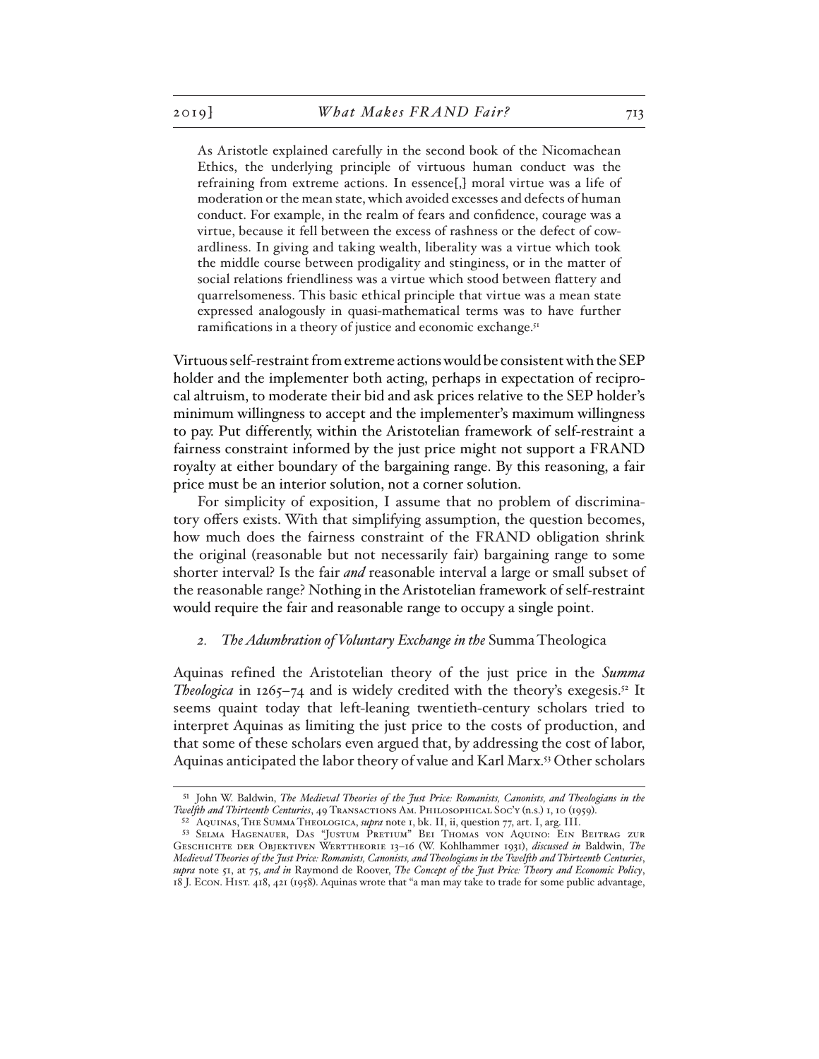> As Aristotle explained carefully in the second book of the Nicomachean Ethics, the underlying principle of virtuous human conduct was the refraining from extreme actions. In essence[,] moral virtue was a life of moderation or the mean state, which avoided excesses and defects of human conduct. For example, in the realm of fears and confidence, courage was a virtue, because it fell between the excess of rashness or the defect of cowardliness. In giving and taking wealth, liberality was a virtue which took the middle course between prodigality and stinginess, or in the matter of social relations friendliness was a virtue which stood between flattery and quarrelsomeness. This basic ethical principle that virtue was a mean state expressed analogously in quasi-mathematical terms was to have further ramifications in a theory of justice and economic exchange.[51]

Virtuous self-restraint from extreme actions would be consistent with the SEP holder and the implementer both acting, perhaps in expectation of reciprocal altruism, to moderate their bid and ask prices relative to the SEP holder's minimum willingness to accept and the implementer's maximum willingness to pay. Put differently, within the Aristotelian framework of self-restraint a fairness constraint informed by the just price might not support a FRAND royalty at either boundary of the bargaining range. By this reasoning, a fair price must be an interior solution, not a corner solution.

For simplicity of exposition, I assume that no problem of discriminatory offers exists. With that simplifying assumption, the question becomes, how much does the fairness constraint of the FRAND obligation shrink the original (reasonable but not necessarily fair) bargaining range to some shorter interval? Is the fair *and* reasonable interval a large or small subset of the reasonable range? Nothing in the Aristotelian framework of self-restraint would require the fair and reasonable range to occupy a single point.

### 2. *The Adumbration of Voluntary Exchange in the* Summa Theologica

Aquinas refined the Aristotelian theory of the just price in the *Summa Theologica* in 1265–74 and is widely credited with the theory's exegesis.[52] It seems quaint today that left-leaning twentieth-century scholars tried to interpret Aquinas as limiting the just price to the costs of production, and that some of these scholars even argued that, by addressing the cost of labor, Aquinas anticipated the labor theory of value and Karl Marx.[53] Other scholars

---

[51] John W. Baldwin, *The Medieval Theories of the Just Price: Romanists, Canonists, and Theologians in the Twelfth and Thirteenth Centuries*, 49 Transactions Am. Philosophical Soc'y (n.s.) 1, 10 (1959).

[52] Aquinas, The Summa Theologica, *supra* note 1, bk. II, ii, question 77, art. I, arg. III.

[53] Selma Hagenauer, Das "Justum Pretium" Bei Thomas von Aquino: Ein Beitrag zur Geschichte der Objektiven Werttheorie 13–16 (W. Kohlhammer 1931), *discussed in* Baldwin, *The Medieval Theories of the Just Price: Romanists, Canonists, and Theologians in the Twelfth and Thirteenth Centuries*, *supra* note 51, at 75, *and in* Raymond de Roover, *The Concept of the Just Price: Theory and Economic Policy*, 18 J. Econ. Hist. 418, 421 (1958). Aquinas wrote that "a man may take to trade for some public advantage,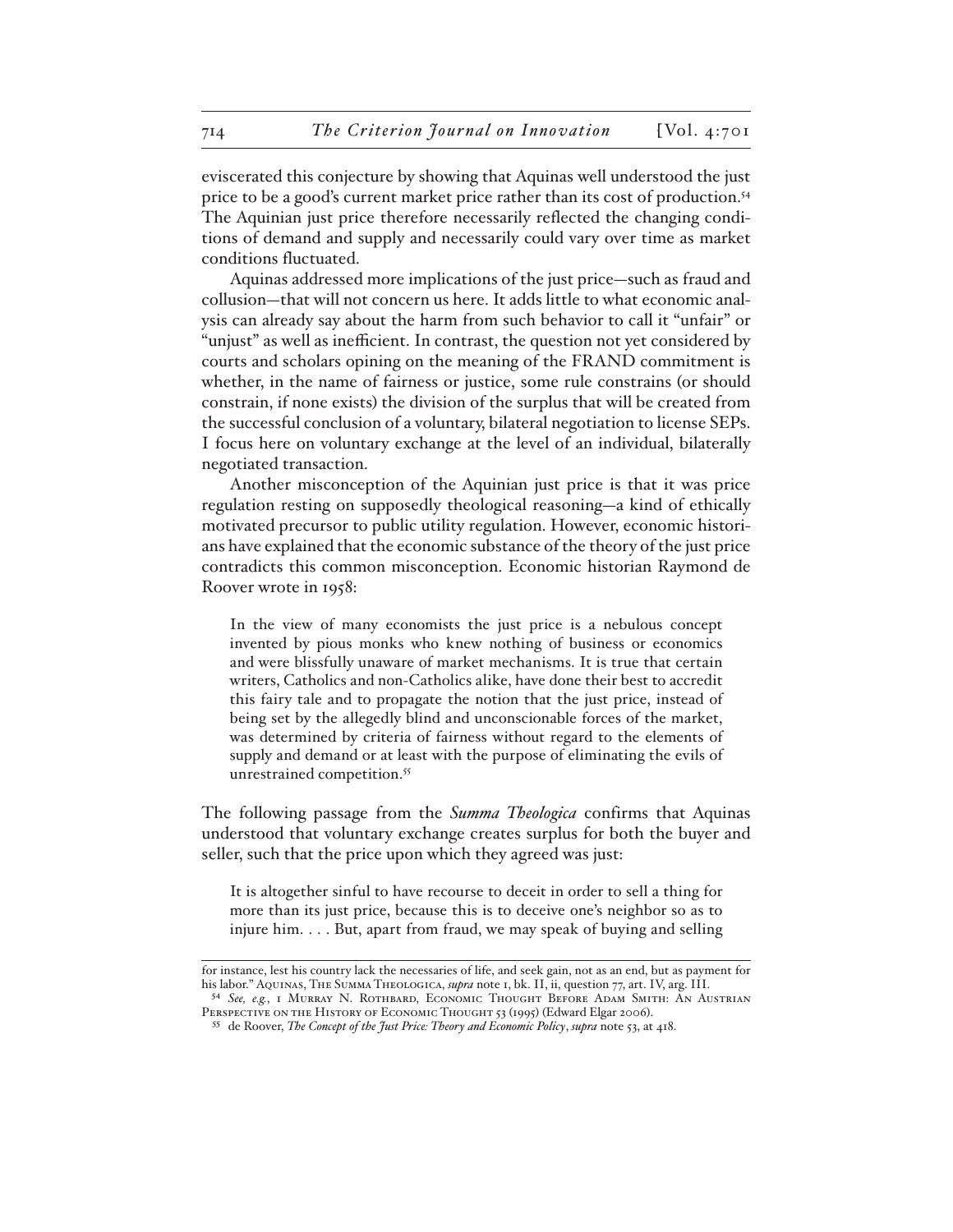eviscerated this conjecture by showing that Aquinas well understood the just price to be a good's current market price rather than its cost of production.[54] The Aquinian just price therefore necessarily reflected the changing conditions of demand and supply and necessarily could vary over time as market conditions fluctuated.

Aquinas addressed more implications of the just price—such as fraud and collusion—that will not concern us here. It adds little to what economic analysis can already say about the harm from such behavior to call it "unfair" or "unjust" as well as inefficient. In contrast, the question not yet considered by courts and scholars opining on the meaning of the FRAND commitment is whether, in the name of fairness or justice, some rule constrains (or should constrain, if none exists) the division of the surplus that will be created from the successful conclusion of a voluntary, bilateral negotiation to license SEPs. I focus here on voluntary exchange at the level of an individual, bilaterally negotiated transaction.

Another misconception of the Aquinian just price is that it was price regulation resting on supposedly theological reasoning—a kind of ethically motivated precursor to public utility regulation. However, economic historians have explained that the economic substance of the theory of the just price contradicts this common misconception. Economic historian Raymond de Roover wrote in 1958:

> In the view of many economists the just price is a nebulous concept invented by pious monks who knew nothing of business or economics and were blissfully unaware of market mechanisms. It is true that certain writers, Catholics and non-Catholics alike, have done their best to accredit this fairy tale and to propagate the notion that the just price, instead of being set by the allegedly blind and unconscionable forces of the market, was determined by criteria of fairness without regard to the elements of supply and demand or at least with the purpose of eliminating the evils of unrestrained competition.[55]

The following passage from the *Summa Theologica* confirms that Aquinas understood that voluntary exchange creates surplus for both the buyer and seller, such that the price upon which they agreed was just:

> It is altogether sinful to have recourse to deceit in order to sell a thing for more than its just price, because this is to deceive one's neighbor so as to injure him. . . . But, apart from fraud, we may speak of buying and selling

---

for instance, lest his country lack the necessaries of life, and seek gain, not as an end, but as payment for his labor." Aquinas, The Summa Theologica, *supra* note 1, bk. II, ii, question 77, art. IV, arg. III.

[54] *See, e.g.*, 1 Murray N. Rothbard, Economic Thought Before Adam Smith: An Austrian Perspective on the History of Economic Thought 53 (1995) (Edward Elgar 2006).

[55] de Roover, *The Concept of the Just Price: Theory and Economic Policy*, *supra* note 53, at 418.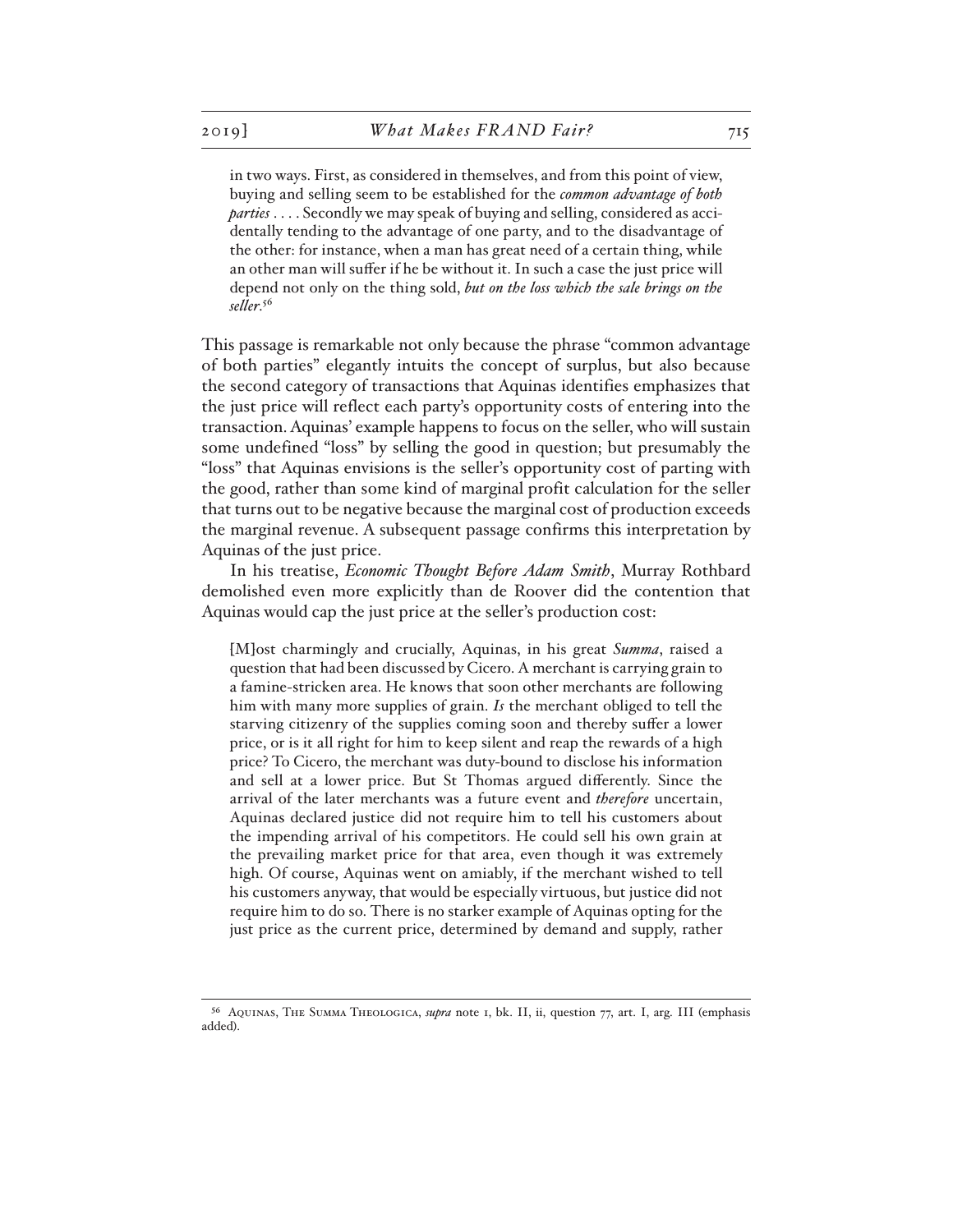> in two ways. First, as considered in themselves, and from this point of view, buying and selling seem to be established for the *common advantage of both parties* . . . . Secondly we may speak of buying and selling, considered as accidentally tending to the advantage of one party, and to the disadvantage of the other: for instance, when a man has great need of a certain thing, while an other man will suffer if he be without it. In such a case the just price will depend not only on the thing sold, *but on the loss which the sale brings on the seller*.[56]

This passage is remarkable not only because the phrase "common advantage of both parties" elegantly intuits the concept of surplus, but also because the second category of transactions that Aquinas identifies emphasizes that the just price will reflect each party's opportunity costs of entering into the transaction. Aquinas' example happens to focus on the seller, who will sustain some undefined "loss" by selling the good in question; but presumably the "loss" that Aquinas envisions is the seller's opportunity cost of parting with the good, rather than some kind of marginal profit calculation for the seller that turns out to be negative because the marginal cost of production exceeds the marginal revenue. A subsequent passage confirms this interpretation by Aquinas of the just price.

In his treatise, *Economic Thought Before Adam Smith*, Murray Rothbard demolished even more explicitly than de Roover did the contention that Aquinas would cap the just price at the seller's production cost:

> [M]ost charmingly and crucially, Aquinas, in his great *Summa*, raised a question that had been discussed by Cicero. A merchant is carrying grain to a famine-stricken area. He knows that soon other merchants are following him with many more supplies of grain. *Is* the merchant obliged to tell the starving citizenry of the supplies coming soon and thereby suffer a lower price, or is it all right for him to keep silent and reap the rewards of a high price? To Cicero, the merchant was duty-bound to disclose his information and sell at a lower price. But St Thomas argued differently. Since the arrival of the later merchants was a future event and *therefore* uncertain, Aquinas declared justice did not require him to tell his customers about the impending arrival of his competitors. He could sell his own grain at the prevailing market price for that area, even though it was extremely high. Of course, Aquinas went on amiably, if the merchant wished to tell his customers anyway, that would be especially virtuous, but justice did not require him to do so. There is no starker example of Aquinas opting for the just price as the current price, determined by demand and supply, rather

---

[56] Aquinas, The Summa Theologica, *supra* note 1, bk. II, ii, question 77, art. I, arg. III (emphasis added).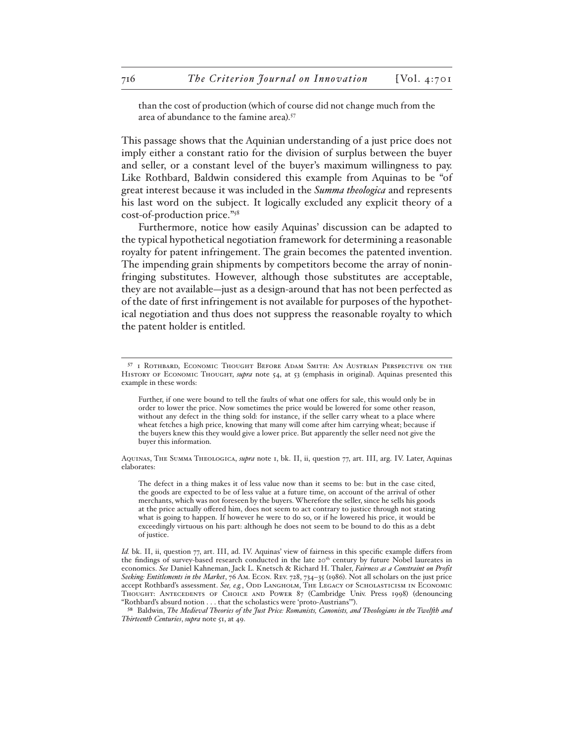than the cost of production (which of course did not change much from the area of abundance to the famine area).[57]

This passage shows that the Aquinian understanding of a just price does not imply either a constant ratio for the division of surplus between the buyer and seller, or a constant level of the buyer's maximum willingness to pay. Like Rothbard, Baldwin considered this example from Aquinas to be "of great interest because it was included in the *Summa theologica* and represents his last word on the subject. It logically excluded any explicit theory of a cost-of-production price."[58]

Furthermore, notice how easily Aquinas' discussion can be adapted to the typical hypothetical negotiation framework for determining a reasonable royalty for patent infringement. The grain becomes the patented invention. The impending grain shipments by competitors become the array of noninfringing substitutes. However, although those substitutes are acceptable, they are not available—just as a design-around that has not been perfected as of the date of first infringement is not available for purposes of the hypothetical negotiation and thus does not suppress the reasonable royalty to which the patent holder is entitled.

---

[57] 1 Rothbard, Economic Thought Before Adam Smith: An Austrian Perspective on the History of Economic Thought, *supra* note 54, at 53 (emphasis in original). Aquinas presented this example in these words:

> Further, if one were bound to tell the faults of what one offers for sale, this would only be in order to lower the price. Now sometimes the price would be lowered for some other reason, without any defect in the thing sold: for instance, if the seller carry wheat to a place where wheat fetches a high price, knowing that many will come after him carrying wheat; because if the buyers knew this they would give a lower price. But apparently the seller need not give the buyer this information.

Aquinas, The Summa Theologica, *supra* note 1, bk. II, ii, question 77, art. III, arg. IV. Later, Aquinas elaborates:

> The defect in a thing makes it of less value now than it seems to be: but in the case cited, the goods are expected to be of less value at a future time, on account of the arrival of other merchants, which was not foreseen by the buyers. Wherefore the seller, since he sells his goods at the price actually offered him, does not seem to act contrary to justice through not stating what is going to happen. If however he were to do so, or if he lowered his price, it would be exceedingly virtuous on his part: although he does not seem to be bound to do this as a debt of justice.

*Id.* bk. II, ii, question 77, art. III, ad. IV. Aquinas' view of fairness in this specific example differs from the findings of survey-based research conducted in the late 20th century by future Nobel laureates in economics. *See* Daniel Kahneman, Jack L. Knetsch & Richard H. Thaler, *Fairness as a Constraint on Profit Seeking: Entitlements in the Market*, 76 Am. Econ. Rev. 728, 734–35 (1986). Not all scholars on the just price accept Rothbard's assessment. *See, e.g.*, Odd Langholm, The Legacy of Scholasticism in Economic Thought: Antecedents of Choice and Power 87 (Cambridge Univ. Press 1998) (denouncing "Rothbard's absurd notion . . . that the scholastics were 'proto-Austrians'").

[58] Baldwin, *The Medieval Theories of the Just Price: Romanists, Canonists, and Theologians in the Twelfth and Thirteenth Centuries*, *supra* note 51, at 49.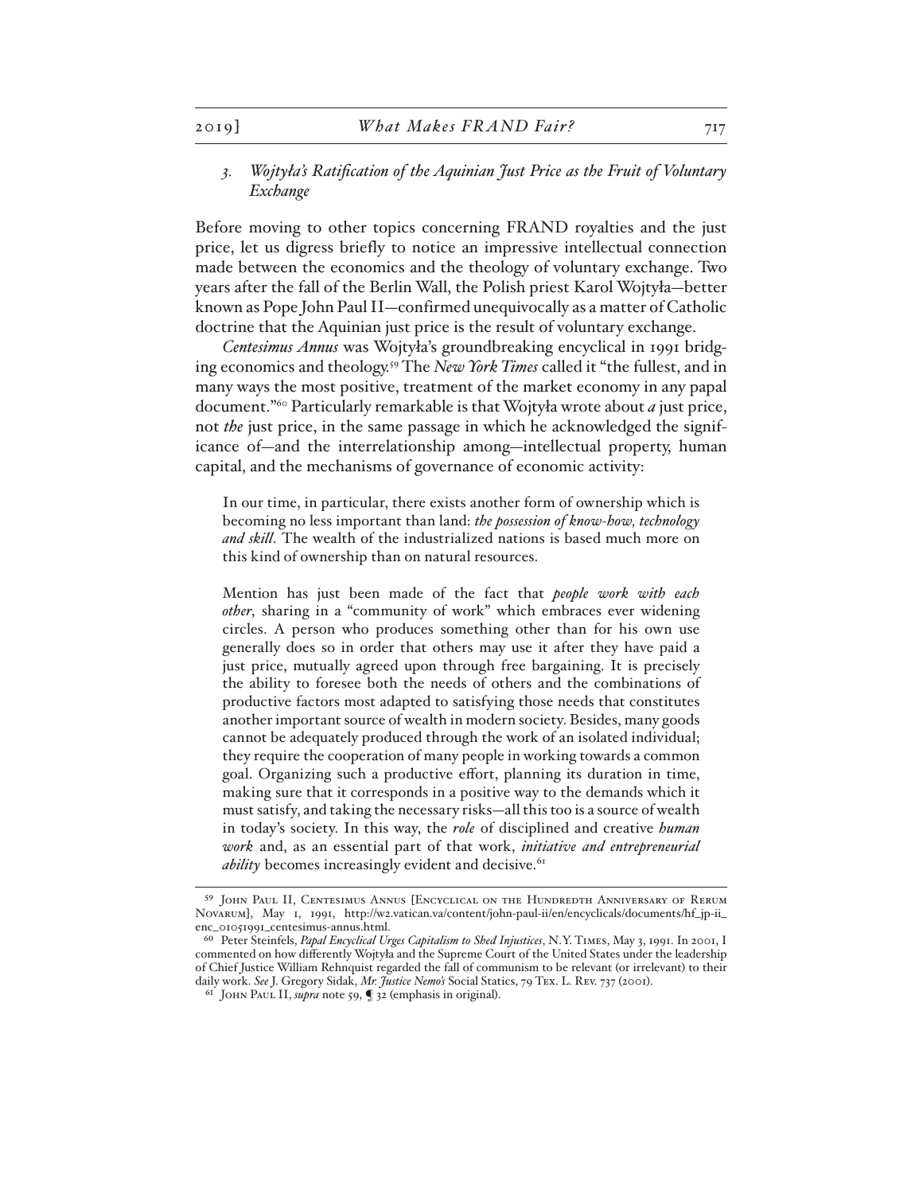### *3. Wojtyła's Ratification of the Aquinian Just Price as the Fruit of Voluntary Exchange*

Before moving to other topics concerning FRAND royalties and the just price, let us digress briefly to notice an impressive intellectual connection made between the economics and the theology of voluntary exchange. Two years after the fall of the Berlin Wall, the Polish priest Karol Wojtyła—better known as Pope John Paul II—confirmed unequivocally as a matter of Catholic doctrine that the Aquinian just price is the result of voluntary exchange.

*Centesimus Annus* was Wojtyła's groundbreaking encyclical in 1991 bridging economics and theology.[59] The *New York Times* called it "the fullest, and in many ways the most positive, treatment of the market economy in any papal document."[60] Particularly remarkable is that Wojtyła wrote about *a* just price, not *the* just price, in the same passage in which he acknowledged the significance of—and the interrelationship among—intellectual property, human capital, and the mechanisms of governance of economic activity:

> In our time, in particular, there exists another form of ownership which is becoming no less important than land: *the possession of know-how, technology and skill*. The wealth of the industrialized nations is based much more on this kind of ownership than on natural resources.
>
> Mention has just been made of the fact that *people work with each other*, sharing in a "community of work" which embraces ever widening circles. A person who produces something other than for his own use generally does so in order that others may use it after they have paid a just price, mutually agreed upon through free bargaining. It is precisely the ability to foresee both the needs of others and the combinations of productive factors most adapted to satisfying those needs that constitutes another important source of wealth in modern society. Besides, many goods cannot be adequately produced through the work of an isolated individual; they require the cooperation of many people in working towards a common goal. Organizing such a productive effort, planning its duration in time, making sure that it corresponds in a positive way to the demands which it must satisfy, and taking the necessary risks—all this too is a source of wealth in today's society. In this way, the *role* of disciplined and creative *human work* and, as an essential part of that work, *initiative and entrepreneurial ability* becomes increasingly evident and decisive.[61]

---

[59] John Paul II, Centesimus Annus [Encyclical on the Hundredth Anniversary of Rerum Novarum], May 1, 1991, http://w2.vatican.va/content/john-paul-ii/en/encyclicals/documents/hf_jp-ii_enc_01051991_centesimus-annus.html.

[60] Peter Steinfels, *Papal Encyclical Urges Capitalism to Shed Injustices*, N.Y. Times, May 3, 1991. In 2001, I commented on how differently Wojtyła and the Supreme Court of the United States under the leadership of Chief Justice William Rehnquist regarded the fall of communism to be relevant (or irrelevant) to their daily work. *See* J. Gregory Sidak, *Mr. Justice Nemo's* Social Statics, 79 Tex. L. Rev. 737 (2001).

[61] John Paul II, *supra* note 59, ¶ 32 (emphasis in original).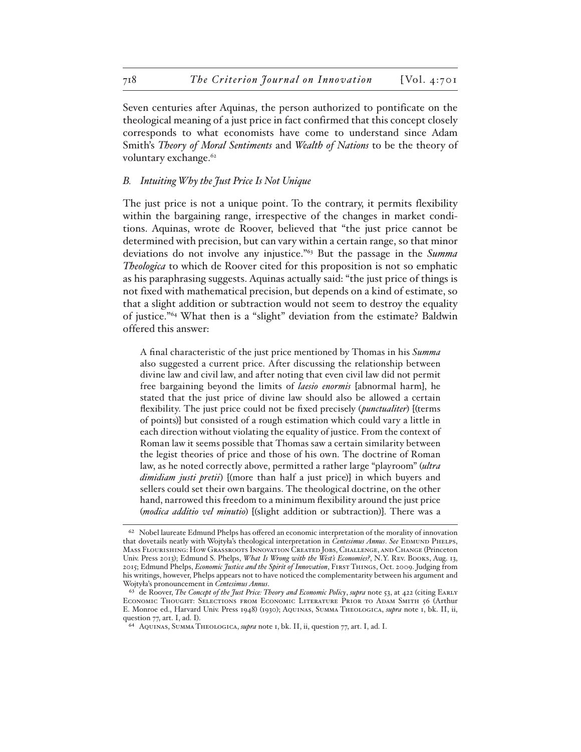Seven centuries after Aquinas, the person authorized to pontificate on the theological meaning of a just price in fact confirmed that this concept closely corresponds to what economists have come to understand since Adam Smith's *Theory of Moral Sentiments* and *Wealth of Nations* to be the theory of voluntary exchange.[62]

### *B. Intuiting Why the Just Price Is Not Unique*

The just price is not a unique point. To the contrary, it permits flexibility within the bargaining range, irrespective of the changes in market conditions. Aquinas, wrote de Roover, believed that "the just price cannot be determined with precision, but can vary within a certain range, so that minor deviations do not involve any injustice."[63] But the passage in the *Summa Theologica* to which de Roover cited for this proposition is not so emphatic as his paraphrasing suggests. Aquinas actually said: "the just price of things is not fixed with mathematical precision, but depends on a kind of estimate, so that a slight addition or subtraction would not seem to destroy the equality of justice."[64] What then is a "slight" deviation from the estimate? Baldwin offered this answer:

> A final characteristic of the just price mentioned by Thomas in his *Summa* also suggested a current price. After discussing the relationship between divine law and civil law, and after noting that even civil law did not permit free bargaining beyond the limits of *laesio enormis* [abnormal harm], he stated that the just price of divine law should also be allowed a certain flexibility. The just price could not be fixed precisely (*punctualiter*) [(terms of points)] but consisted of a rough estimation which could vary a little in each direction without violating the equality of justice. From the context of Roman law it seems possible that Thomas saw a certain similarity between the legist theories of price and those of his own. The doctrine of Roman law, as he noted correctly above, permitted a rather large "playroom" (*ultra dimidiam justi pretii*) [(more than half a just price)] in which buyers and sellers could set their own bargains. The theological doctrine, on the other hand, narrowed this freedom to a minimum flexibility around the just price (*modica additio vel minutio*) [(slight addition or subtraction)]. There was a

---

[62] Nobel laureate Edmund Phelps has offered an economic interpretation of the morality of innovation that dovetails neatly with Wojtyła's theological interpretation in *Centesimus Annus*. *See* Edmund Phelps, Mass Flourishing: How Grassroots Innovation Created Jobs, Challenge, and Change (Princeton Univ. Press 2013); Edmund S. Phelps, *What Is Wrong with the West's Economies?*, N.Y. Rev. Books, Aug. 13, 2015; Edmund Phelps, *Economic Justice and the Spirit of Innovation*, First Things, Oct. 2009. Judging from his writings, however, Phelps appears not to have noticed the complementarity between his argument and Wojtyła's pronouncement in *Centesimus Annus*.

[63] de Roover, *The Concept of the Just Price: Theory and Economic Policy*, *supra* note 53, at 422 (citing Early Economic Thought: Selections from Economic Literature Prior to Adam Smith 56 (Arthur E. Monroe ed., Harvard Univ. Press 1948) (1930); Aquinas, Summa Theologica, *supra* note 1, bk. II, ii, question 77, art. I, ad. I).

[64] Aquinas, Summa Theologica, *supra* note 1, bk. II, ii, question 77, art. I, ad. I.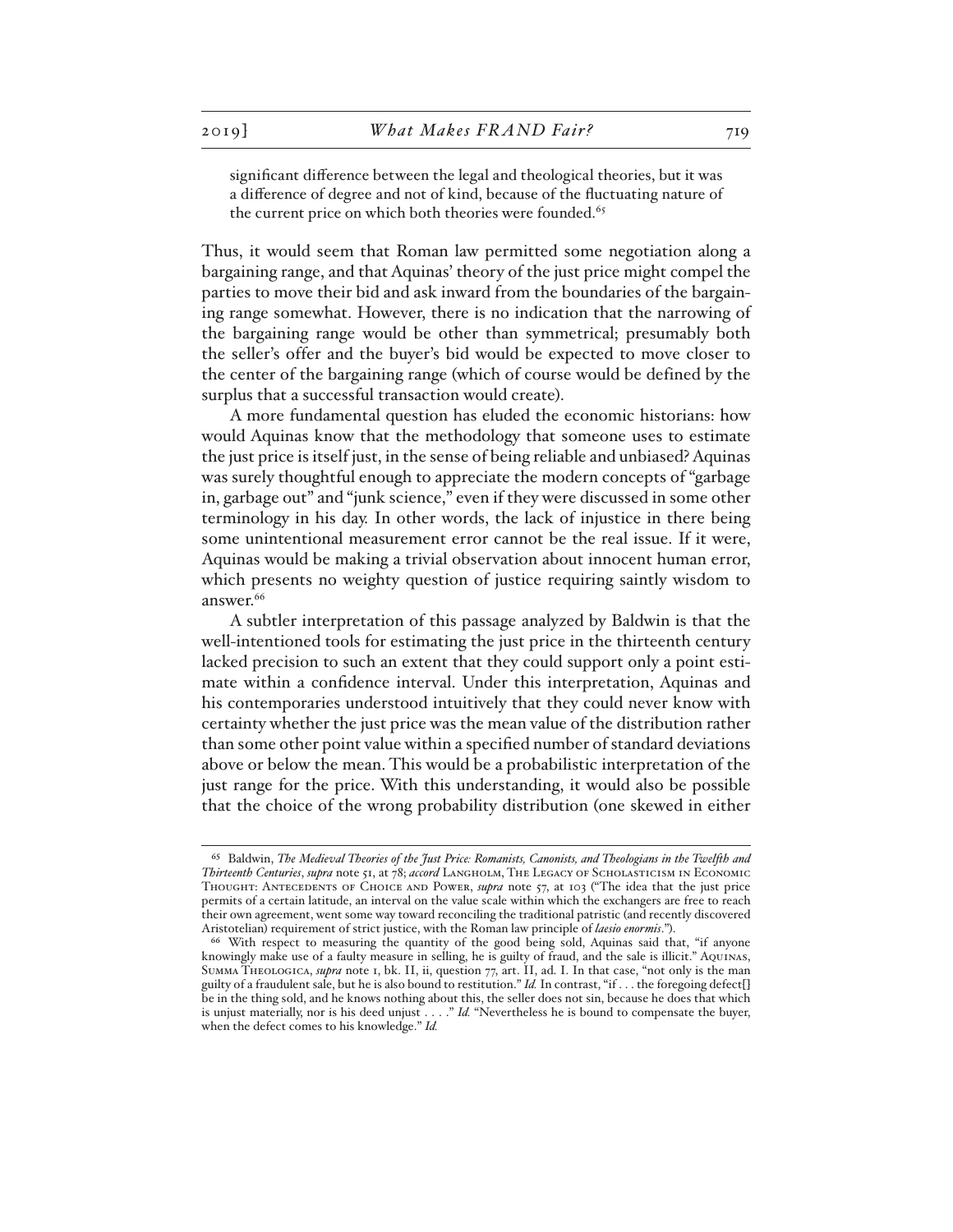> significant difference between the legal and theological theories, but it was a difference of degree and not of kind, because of the fluctuating nature of the current price on which both theories were founded.[65]

Thus, it would seem that Roman law permitted some negotiation along a bargaining range, and that Aquinas' theory of the just price might compel the parties to move their bid and ask inward from the boundaries of the bargaining range somewhat. However, there is no indication that the narrowing of the bargaining range would be other than symmetrical; presumably both the seller's offer and the buyer's bid would be expected to move closer to the center of the bargaining range (which of course would be defined by the surplus that a successful transaction would create).

A more fundamental question has eluded the economic historians: how would Aquinas know that the methodology that someone uses to estimate the just price is itself just, in the sense of being reliable and unbiased? Aquinas was surely thoughtful enough to appreciate the modern concepts of "garbage in, garbage out" and "junk science," even if they were discussed in some other terminology in his day. In other words, the lack of injustice in there being some unintentional measurement error cannot be the real issue. If it were, Aquinas would be making a trivial observation about innocent human error, which presents no weighty question of justice requiring saintly wisdom to answer.[66]

A subtler interpretation of this passage analyzed by Baldwin is that the well-intentioned tools for estimating the just price in the thirteenth century lacked precision to such an extent that they could support only a point estimate within a confidence interval. Under this interpretation, Aquinas and his contemporaries understood intuitively that they could never know with certainty whether the just price was the mean value of the distribution rather than some other point value within a specified number of standard deviations above or below the mean. This would be a probabilistic interpretation of the just range for the price. With this understanding, it would also be possible that the choice of the wrong probability distribution (one skewed in either

---

[65] Baldwin, *The Medieval Theories of the Just Price: Romanists, Canonists, and Theologians in the Twelfth and Thirteenth Centuries*, *supra* note 51, at 78; *accord* Langholm, The Legacy of Scholasticism in Economic Thought: Antecedents of Choice and Power, *supra* note 57, at 103 ("The idea that the just price permits of a certain latitude, an interval on the value scale within which the exchangers are free to reach their own agreement, went some way toward reconciling the traditional patristic (and recently discovered Aristotelian) requirement of strict justice, with the Roman law principle of *laesio enormis*.").

[66] With respect to measuring the quantity of the good being sold, Aquinas said that, "if anyone knowingly make use of a faulty measure in selling, he is guilty of fraud, and the sale is illicit." Aquinas, Summa Theologica, *supra* note 1, bk. II, ii, question 77, art. II, ad. I. In that case, "not only is the man guilty of a fraudulent sale, but he is also bound to restitution." *Id.* In contrast, "if . . . the foregoing defect[] be in the thing sold, and he knows nothing about this, the seller does not sin, because he does that which is unjust materially, nor is his deed unjust . . . ." *Id.* "Nevertheless he is bound to compensate the buyer, when the defect comes to his knowledge." *Id.*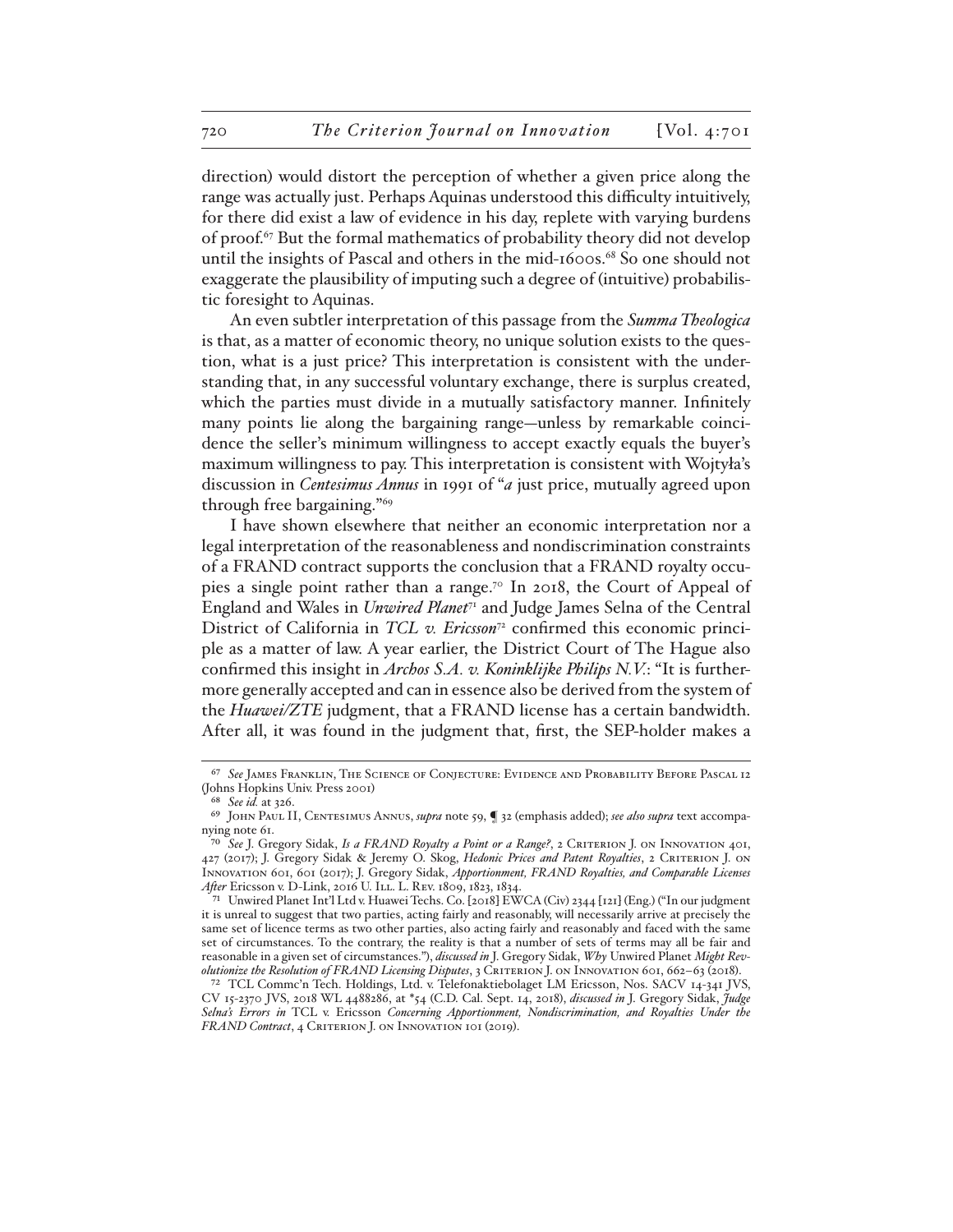direction) would distort the perception of whether a given price along the range was actually just. Perhaps Aquinas understood this difficulty intuitively, for there did exist a law of evidence in his day, replete with varying burdens of proof.[67] But the formal mathematics of probability theory did not develop until the insights of Pascal and others in the mid-1600s.[68] So one should not exaggerate the plausibility of imputing such a degree of (intuitive) probabilistic foresight to Aquinas.

An even subtler interpretation of this passage from the *Summa Theologica* is that, as a matter of economic theory, no unique solution exists to the question, what is a just price? This interpretation is consistent with the understanding that, in any successful voluntary exchange, there is surplus created, which the parties must divide in a mutually satisfactory manner. Infinitely many points lie along the bargaining range—unless by remarkable coincidence the seller's minimum willingness to accept exactly equals the buyer's maximum willingness to pay. This interpretation is consistent with Wojtyła's discussion in *Centesimus Annus* in 1991 of "*a* just price, mutually agreed upon through free bargaining."[69]

I have shown elsewhere that neither an economic interpretation nor a legal interpretation of the reasonableness and nondiscrimination constraints of a FRAND contract supports the conclusion that a FRAND royalty occupies a single point rather than a range.[70] In 2018, the Court of Appeal of England and Wales in *Unwired Planet*[71] and Judge James Selna of the Central District of California in *TCL v. Ericsson*[72] confirmed this economic principle as a matter of law. A year earlier, the District Court of The Hague also confirmed this insight in *Archos S.A. v. Koninklijke Philips N.V.*: "It is furthermore generally accepted and can in essence also be derived from the system of the *Huawei/ZTE* judgment, that a FRAND license has a certain bandwidth. After all, it was found in the judgment that, first, the SEP-holder makes a

---

[67] *See* James Franklin, The Science of Conjecture: Evidence and Probability Before Pascal 12 (Johns Hopkins Univ. Press 2001)

[68] *See id.* at 326.

[69] John Paul II, Centesimus Annus, *supra* note 59, ¶ 32 (emphasis added); *see also supra* text accompanying note 61.

[70] *See* J. Gregory Sidak, *Is a FRAND Royalty a Point or a Range?*, 2 Criterion J. on Innovation 401, 427 (2017); J. Gregory Sidak & Jeremy O. Skog, *Hedonic Prices and Patent Royalties*, 2 Criterion J. on Innovation 601, 601 (2017); J. Gregory Sidak, *Apportionment, FRAND Royalties, and Comparable Licenses After* Ericsson v. D-Link, 2016 U. Ill. L. Rev. 1809, 1823, 1834.

[71] Unwired Planet Int'l Ltd v. Huawei Techs. Co. [2018] EWCA (Civ) 2344 [121] (Eng.) ("In our judgment it is unreal to suggest that two parties, acting fairly and reasonably, will necessarily arrive at precisely the same set of licence terms as two other parties, also acting fairly and reasonably and faced with the same set of circumstances. To the contrary, the reality is that a number of sets of terms may all be fair and reasonable in a given set of circumstances."), *discussed in* J. Gregory Sidak, *Why* Unwired Planet *Might Revolutionize the Resolution of FRAND Licensing Disputes*, 3 Criterion J. on Innovation 601, 662–63 (2018).

[72] TCL Commc'n Tech. Holdings, Ltd. v. Telefonaktiebolaget LM Ericsson, Nos. SACV 14-341 JVS, CV 15-2370 JVS, 2018 WL 4488286, at *54 (C.D. Cal. Sept. 14, 2018), *discussed in* J. Gregory Sidak, *Judge Selna's Errors in* TCL v. Ericsson *Concerning Apportionment, Nondiscrimination, and Royalties Under the FRAND Contract*, 4 Criterion J. on Innovation 101 (2019).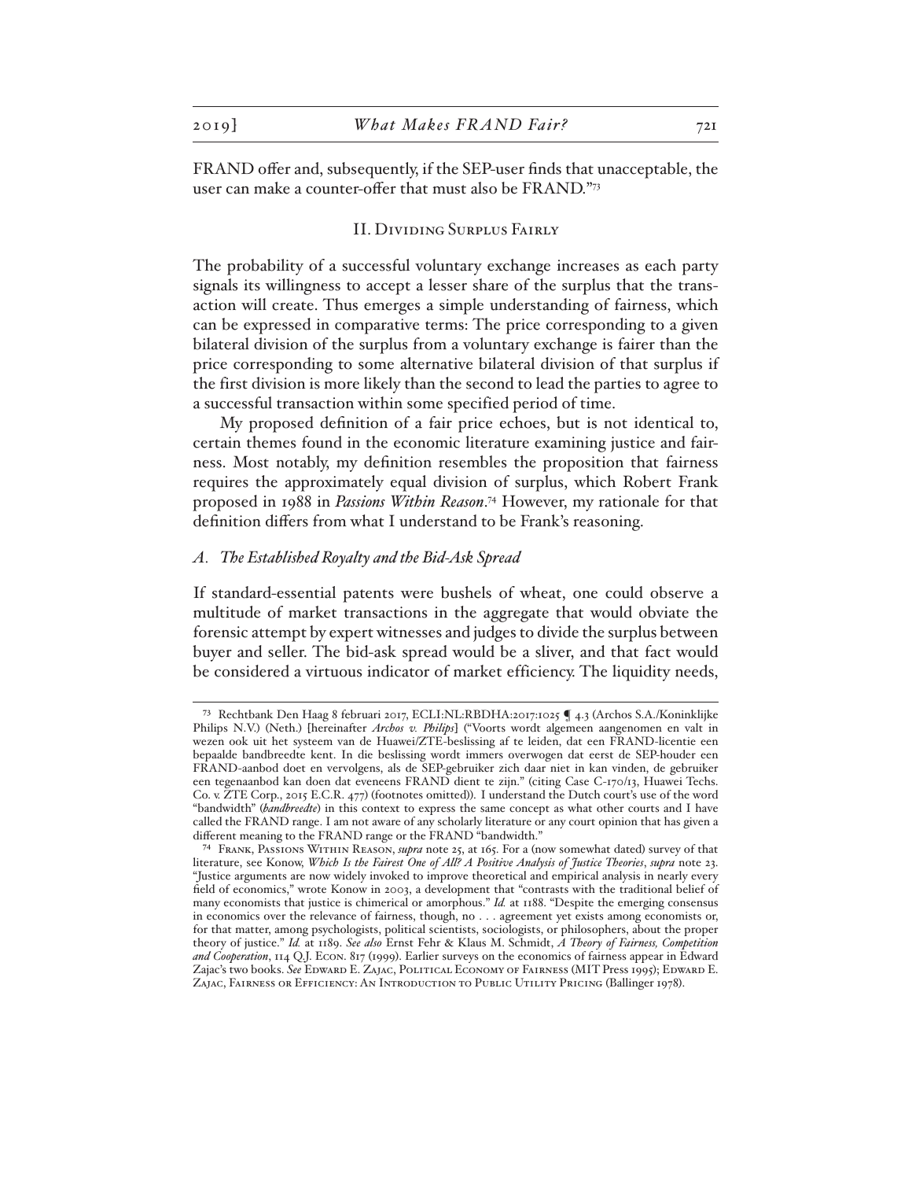FRAND offer and, subsequently, if the SEP-user finds that unacceptable, the user can make a counter-offer that must also be FRAND."[73]

## II. Dividing Surplus Fairly

The probability of a successful voluntary exchange increases as each party signals its willingness to accept a lesser share of the surplus that the transaction will create. Thus emerges a simple understanding of fairness, which can be expressed in comparative terms: The price corresponding to a given bilateral division of the surplus from a voluntary exchange is fairer than the price corresponding to some alternative bilateral division of that surplus if the first division is more likely than the second to lead the parties to agree to a successful transaction within some specified period of time.

My proposed definition of a fair price echoes, but is not identical to, certain themes found in the economic literature examining justice and fairness. Most notably, my definition resembles the proposition that fairness requires the approximately equal division of surplus, which Robert Frank proposed in 1988 in *Passions Within Reason*.[74] However, my rationale for that definition differs from what I understand to be Frank's reasoning.

### *A. The Established Royalty and the Bid-Ask Spread*

If standard-essential patents were bushels of wheat, one could observe a multitude of market transactions in the aggregate that would obviate the forensic attempt by expert witnesses and judges to divide the surplus between buyer and seller. The bid-ask spread would be a sliver, and that fact would be considered a virtuous indicator of market efficiency. The liquidity needs,

---

[73] Rechtbank Den Haag 8 februari 2017, ECLI:NL:RBDHA:2017:1025 ¶ 4.3 (Archos S.A./Koninklijke Philips N.V.) (Neth.) [hereinafter *Archos v. Philips*] ("Voorts wordt algemeen aangenomen en valt in wezen ook uit het systeem van de Huawei/ZTE-beslissing af te leiden, dat een FRAND-licentie een bepaalde bandbreedte kent. In die beslissing wordt immers overwogen dat eerst de SEP-houder een FRAND-aanbod doet en vervolgens, als de SEP-gebruiker zich daar niet in kan vinden, de gebruiker een tegenaanbod kan doen dat eveneens FRAND dient te zijn." (citing Case C-170/13, Huawei Techs. Co. v. ZTE Corp., 2015 E.C.R. 477) (footnotes omitted)). I understand the Dutch court's use of the word "bandwidth" (*bandbreedte*) in this context to express the same concept as what other courts and I have called the FRAND range. I am not aware of any scholarly literature or any court opinion that has given a different meaning to the FRAND range or the FRAND "bandwidth."

[74] Frank, Passions Within Reason, *supra* note 25, at 165. For a (now somewhat dated) survey of that literature, see Konow, *Which Is the Fairest One of All? A Positive Analysis of Justice Theories*, *supra* note 23. "Justice arguments are now widely invoked to improve theoretical and empirical analysis in nearly every field of economics," wrote Konow in 2003, a development that "contrasts with the traditional belief of many economists that justice is chimerical or amorphous." *Id.* at 1188. "Despite the emerging consensus in economics over the relevance of fairness, though, no . . . agreement yet exists among economists or, for that matter, among psychologists, political scientists, sociologists, or philosophers, about the proper theory of justice." *Id.* at 1189. *See also* Ernst Fehr & Klaus M. Schmidt, *A Theory of Fairness, Competition and Cooperation*, 114 Q.J. Econ. 817 (1999). Earlier surveys on the economics of fairness appear in Edward Zajac's two books. *See* Edward E. Zajac, Political Economy of Fairness (MIT Press 1995); Edward E. Zajac, Fairness or Efficiency: An Introduction to Public Utility Pricing (Ballinger 1978).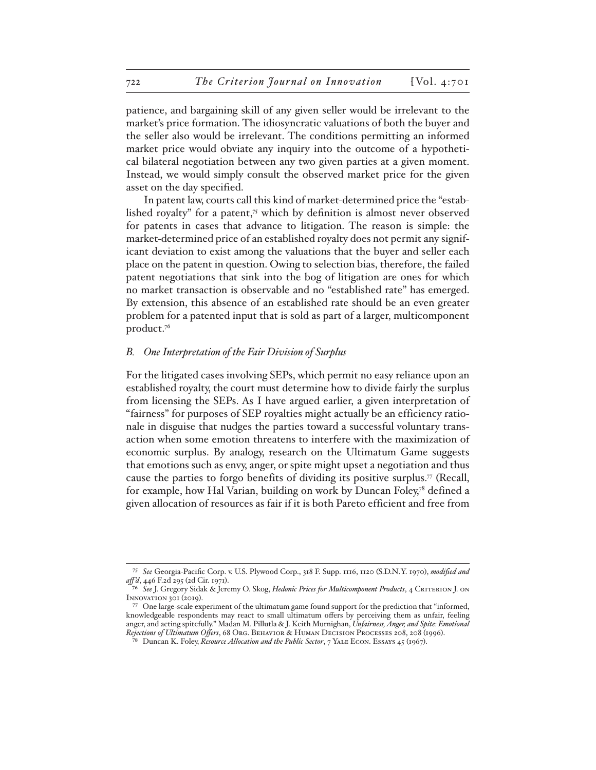patience, and bargaining skill of any given seller would be irrelevant to the market's price formation. The idiosyncratic valuations of both the buyer and the seller also would be irrelevant. The conditions permitting an informed market price would obviate any inquiry into the outcome of a hypothetical bilateral negotiation between any two given parties at a given moment. Instead, we would simply consult the observed market price for the given asset on the day specified.

In patent law, courts call this kind of market-determined price the "established royalty" for a patent,[75] which by definition is almost never observed for patents in cases that advance to litigation. The reason is simple: the market-determined price of an established royalty does not permit any significant deviation to exist among the valuations that the buyer and seller each place on the patent in question. Owing to selection bias, therefore, the failed patent negotiations that sink into the bog of litigation are ones for which no market transaction is observable and no "established rate" has emerged. By extension, this absence of an established rate should be an even greater problem for a patented input that is sold as part of a larger, multicomponent product.[76]

### *B. One Interpretation of the Fair Division of Surplus*

For the litigated cases involving SEPs, which permit no easy reliance upon an established royalty, the court must determine how to divide fairly the surplus from licensing the SEPs. As I have argued earlier, a given interpretation of "fairness" for purposes of SEP royalties might actually be an efficiency rationale in disguise that nudges the parties toward a successful voluntary transaction when some emotion threatens to interfere with the maximization of economic surplus. By analogy, research on the Ultimatum Game suggests that emotions such as envy, anger, or spite might upset a negotiation and thus cause the parties to forgo benefits of dividing its positive surplus.[77] (Recall, for example, how Hal Varian, building on work by Duncan Foley,[78] defined a given allocation of resources as fair if it is both Pareto efficient and free from

---

[75] *See* Georgia-Pacific Corp. v. U.S. Plywood Corp., 318 F. Supp. 1116, 1120 (S.D.N.Y. 1970), *modified and aff'd*, 446 F.2d 295 (2d Cir. 1971).

[76] *See* J. Gregory Sidak & Jeremy O. Skog, *Hedonic Prices for Multicomponent Products*, 4 Criterion J. on Innovation 301 (2019).

[77] One large-scale experiment of the ultimatum game found support for the prediction that "informed, knowledgeable respondents may react to small ultimatum offers by perceiving them as unfair, feeling anger, and acting spitefully." Madan M. Pillutla & J. Keith Murnighan, *Unfairness, Anger, and Spite: Emotional Rejections of Ultimatum Offers*, 68 Org. Behavior & Human Decision Processes 208, 208 (1996).

[78] Duncan K. Foley, *Resource Allocation and the Public Sector*, 7 Yale Econ. Essays 45 (1967).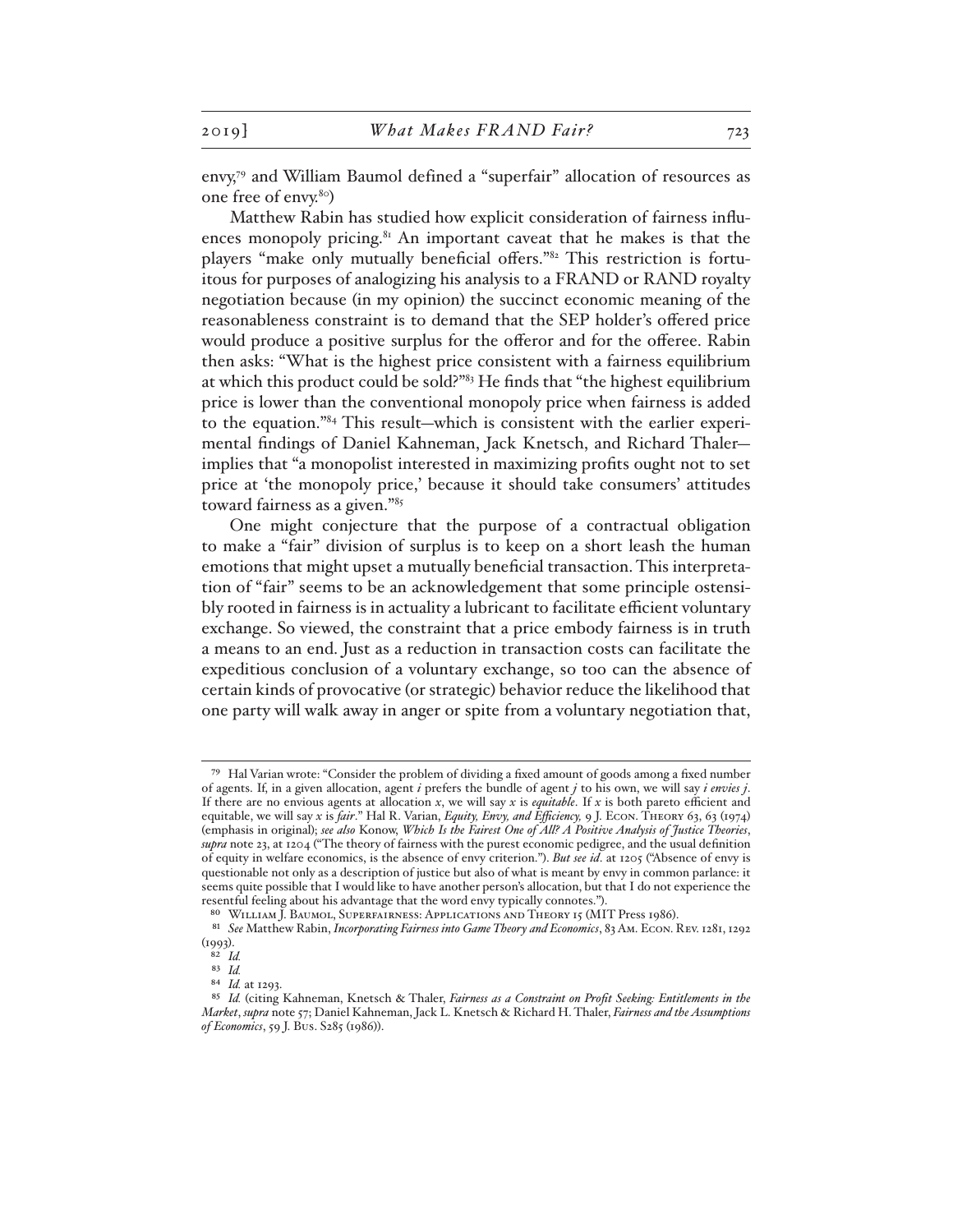envy,[79] and William Baumol defined a "superfair" allocation of resources as one free of envy.[80])

Matthew Rabin has studied how explicit consideration of fairness influences monopoly pricing.[81] An important caveat that he makes is that the players "make only mutually beneficial offers."[82] This restriction is fortuitous for purposes of analogizing his analysis to a FRAND or RAND royalty negotiation because (in my opinion) the succinct economic meaning of the reasonableness constraint is to demand that the SEP holder's offered price would produce a positive surplus for the offeror and for the offeree. Rabin then asks: "What is the highest price consistent with a fairness equilibrium at which this product could be sold?"[83] He finds that "the highest equilibrium price is lower than the conventional monopoly price when fairness is added to the equation."[84] This result—which is consistent with the earlier experimental findings of Daniel Kahneman, Jack Knetsch, and Richard Thaler—implies that "a monopolist interested in maximizing profits ought not to set price at 'the monopoly price,' because it should take consumers' attitudes toward fairness as a given."[85]

One might conjecture that the purpose of a contractual obligation to make a "fair" division of surplus is to keep on a short leash the human emotions that might upset a mutually beneficial transaction. This interpretation of "fair" seems to be an acknowledgement that some principle ostensibly rooted in fairness is in actuality a lubricant to facilitate efficient voluntary exchange. So viewed, the constraint that a price embody fairness is in truth a means to an end. Just as a reduction in transaction costs can facilitate the expeditious conclusion of a voluntary exchange, so too can the absence of certain kinds of provocative (or strategic) behavior reduce the likelihood that one party will walk away in anger or spite from a voluntary negotiation that,

---

[79] Hal Varian wrote: "Consider the problem of dividing a fixed amount of goods among a fixed number of agents. If, in a given allocation, agent $i$ prefers the bundle of agent $j$ to his own, we will say *$i$ envies $j$*. If there are no envious agents at allocation $x$, we will say $x$ is *equitable*. If $x$ is both pareto efficient and equitable, we will say $x$ is *fair*." Hal R. Varian, *Equity, Envy, and Efficiency,* 9 J. Econ. Theory 63, 63 (1974) (emphasis in original); *see also* Konow, *Which Is the Fairest One of All? A Positive Analysis of Justice Theories*, *supra* note 23, at 1204 ("The theory of fairness with the purest economic pedigree, and the usual definition of equity in welfare economics, is the absence of envy criterion."). *But see id*. at 1205 ("Absence of envy is questionable not only as a description of justice but also of what is meant by envy in common parlance: it seems quite possible that I would like to have another person's allocation, but that I do not experience the resentful feeling about his advantage that the word envy typically connotes.").

[80] William J. Baumol, Superfairness: Applications and Theory 15 (MIT Press 1986).

[81] *See* Matthew Rabin, *Incorporating Fairness into Game Theory and Economics*, 83 Am. Econ. Rev. 1281, 1292 (1993).

[82] *Id.*

[83] *Id.*

[84] *Id.* at 1293.

[85] *Id.* (citing Kahneman, Knetsch & Thaler, *Fairness as a Constraint on Profit Seeking: Entitlements in the Market*, *supra* note 57; Daniel Kahneman, Jack L. Knetsch & Richard H. Thaler, *Fairness and the Assumptions of Economics*, 59 J. Bus. S285 (1986)).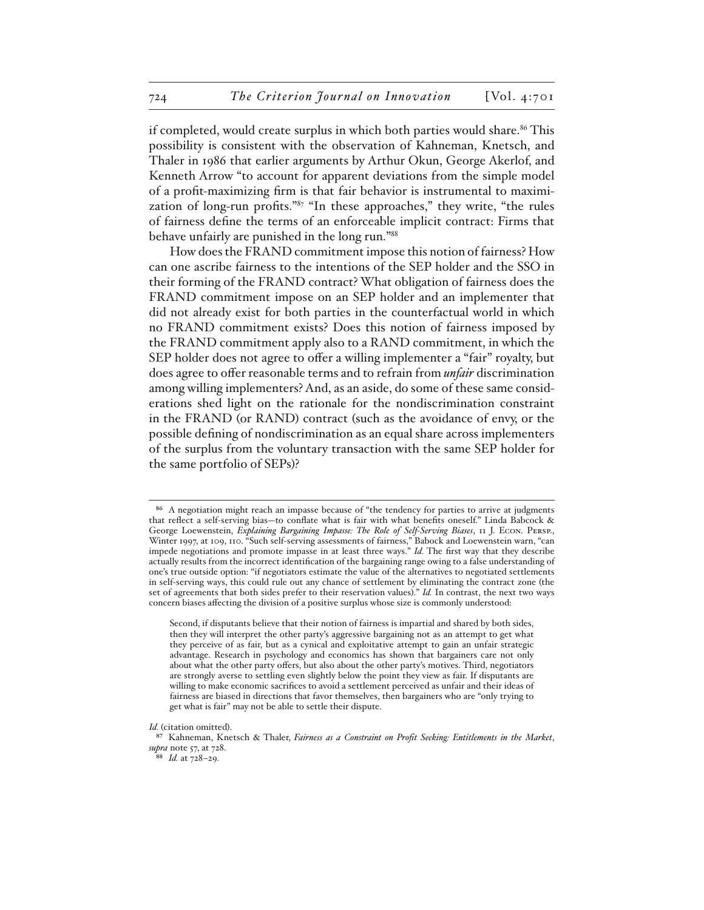if completed, would create surplus in which both parties would share.[86] This possibility is consistent with the observation of Kahneman, Knetsch, and Thaler in 1986 that earlier arguments by Arthur Okun, George Akerlof, and Kenneth Arrow "to account for apparent deviations from the simple model of a profit-maximizing firm is that fair behavior is instrumental to maximization of long-run profits."[87] "In these approaches," they write, "the rules of fairness define the terms of an enforceable implicit contract: Firms that behave unfairly are punished in the long run."[88]

How does the FRAND commitment impose this notion of fairness? How can one ascribe fairness to the intentions of the SEP holder and the SSO in their forming of the FRAND contract? What obligation of fairness does the FRAND commitment impose on an SEP holder and an implementer that did not already exist for both parties in the counterfactual world in which no FRAND commitment exists? Does this notion of fairness imposed by the FRAND commitment apply also to a RAND commitment, in which the SEP holder does not agree to offer a willing implementer a "fair" royalty, but does agree to offer reasonable terms and to refrain from *unfair* discrimination among willing implementers? And, as an aside, do some of these same considerations shed light on the rationale for the nondiscrimination constraint in the FRAND (or RAND) contract (such as the avoidance of envy, or the possible defining of nondiscrimination as an equal share across implementers of the surplus from the voluntary transaction with the same SEP holder for the same portfolio of SEPs)?

---

[86] A negotiation might reach an impasse because of "the tendency for parties to arrive at judgments that reflect a self-serving bias—to conflate what is fair with what benefits oneself." Linda Babcock & George Loewenstein, *Explaining Bargaining Impasse: The Role of Self-Serving Biases*, 11 J. Econ. Persp., Winter 1997, at 109, 110. "Such self-serving assessments of fairness," Babock and Loewenstein warn, "can impede negotiations and promote impasse in at least three ways." *Id.* The first way that they describe actually results from the incorrect identification of the bargaining range owing to a false understanding of one's true outside option: "if negotiators estimate the value of the alternatives to negotiated settlements in self-serving ways, this could rule out any chance of settlement by eliminating the contract zone (the set of agreements that both sides prefer to their reservation values)." *Id.* In contrast, the next two ways concern biases affecting the division of a positive surplus whose size is commonly understood:

> Second, if disputants believe that their notion of fairness is impartial and shared by both sides, then they will interpret the other party's aggressive bargaining not as an attempt to get what they perceive of as fair, but as a cynical and exploitative attempt to gain an unfair strategic advantage. Research in psychology and economics has shown that bargainers care not only about what the other party offers, but also about the other party's motives. Third, negotiators are strongly averse to settling even slightly below the point they view as fair. If disputants are willing to make economic sacrifices to avoid a settlement perceived as unfair and their ideas of fairness are biased in directions that favor themselves, then bargainers who are "only trying to get what is fair" may not be able to settle their dispute.

*Id.* (citation omitted).

[87] Kahneman, Knetsch & Thaler, *Fairness as a Constraint on Profit Seeking: Entitlements in the Market*, *supra* note 57, at 728.

[88] *Id.* at 728–29.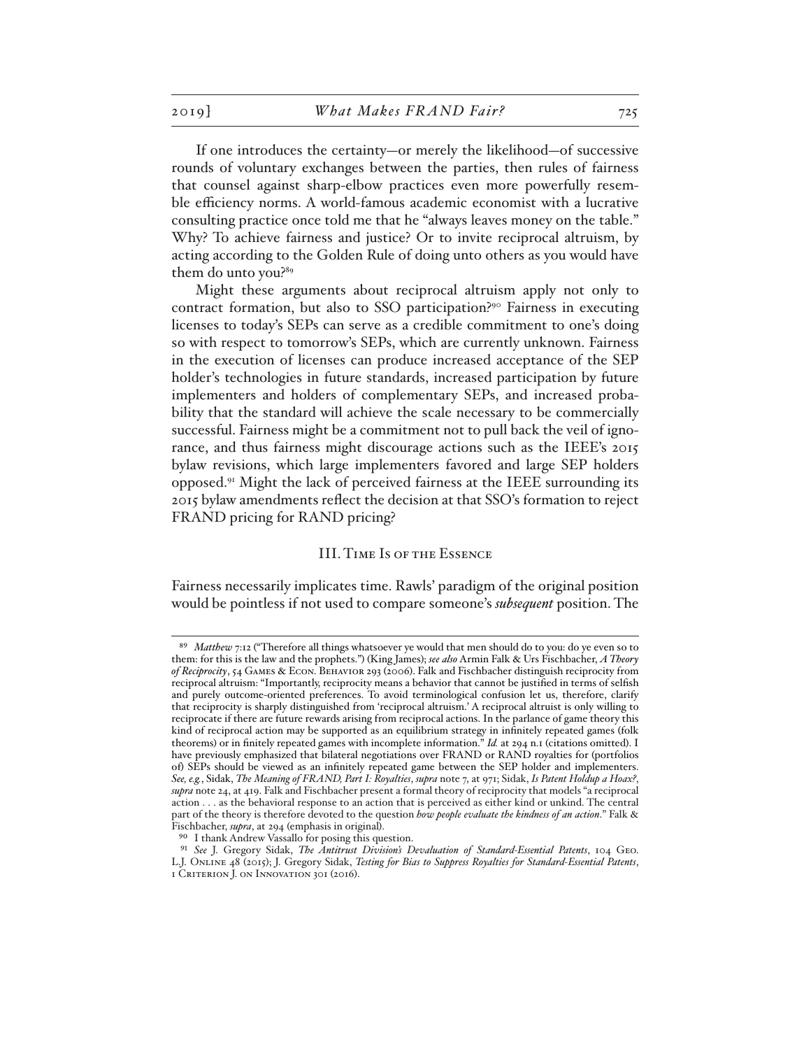If one introduces the certainty—or merely the likelihood—of successive rounds of voluntary exchanges between the parties, then rules of fairness that counsel against sharp-elbow practices even more powerfully resemble efficiency norms. A world-famous academic economist with a lucrative consulting practice once told me that he "always leaves money on the table." Why? To achieve fairness and justice? Or to invite reciprocal altruism, by acting according to the Golden Rule of doing unto others as you would have them do unto you?[89]

Might these arguments about reciprocal altruism apply not only to contract formation, but also to SSO participation?[90] Fairness in executing licenses to today's SEPs can serve as a credible commitment to one's doing so with respect to tomorrow's SEPs, which are currently unknown. Fairness in the execution of licenses can produce increased acceptance of the SEP holder's technologies in future standards, increased participation by future implementers and holders of complementary SEPs, and increased probability that the standard will achieve the scale necessary to be commercially successful. Fairness might be a commitment not to pull back the veil of ignorance, and thus fairness might discourage actions such as the IEEE's 2015 bylaw revisions, which large implementers favored and large SEP holders opposed.[91] Might the lack of perceived fairness at the IEEE surrounding its 2015 bylaw amendments reflect the decision at that SSO's formation to reject FRAND pricing for RAND pricing?

## III. Time Is of the Essence

Fairness necessarily implicates time. Rawls' paradigm of the original position would be pointless if not used to compare someone's ***subsequent*** position. The

---

[89] *Matthew* 7:12 ("Therefore all things whatsoever ye would that men should do to you: do ye even so to them: for this is the law and the prophets.") (King James); *see also* Armin Falk & Urs Fischbacher, *A Theory of Reciprocity*, 54 Games & Econ. Behavior 293 (2006). Falk and Fischbacher distinguish reciprocity from reciprocal altruism: "Importantly, reciprocity means a behavior that cannot be justified in terms of selfish and purely outcome-oriented preferences. To avoid terminological confusion let us, therefore, clarify that reciprocity is sharply distinguished from 'reciprocal altruism.' A reciprocal altruist is only willing to reciprocate if there are future rewards arising from reciprocal actions. In the parlance of game theory this kind of reciprocal action may be supported as an equilibrium strategy in infinitely repeated games (folk theorems) or in finitely repeated games with incomplete information." *Id.* at 294 n.1 (citations omitted). I have previously emphasized that bilateral negotiations over FRAND or RAND royalties for (portfolios of) SEPs should be viewed as an infinitely repeated game between the SEP holder and implementers. *See, e.g.*, Sidak, *The Meaning of FRAND, Part I: Royalties*, *supra* note 7, at 971; Sidak, *Is Patent Holdup a Hoax?*, *supra* note 24, at 419. Falk and Fischbacher present a formal theory of reciprocity that models "a reciprocal action . . . as the behavioral response to an action that is perceived as either kind or unkind. The central part of the theory is therefore devoted to the question *how people evaluate the kindness of an action*." Falk & Fischbacher, *supra*, at 294 (emphasis in original).

[90] I thank Andrew Vassallo for posing this question.

[91] *See* J. Gregory Sidak, *The Antitrust Division's Devaluation of Standard-Essential Patents*, 104 Geo. L.J. Online 48 (2015); J. Gregory Sidak, *Testing for Bias to Suppress Royalties for Standard-Essential Patents*, 1 Criterion J. on Innovation 301 (2016).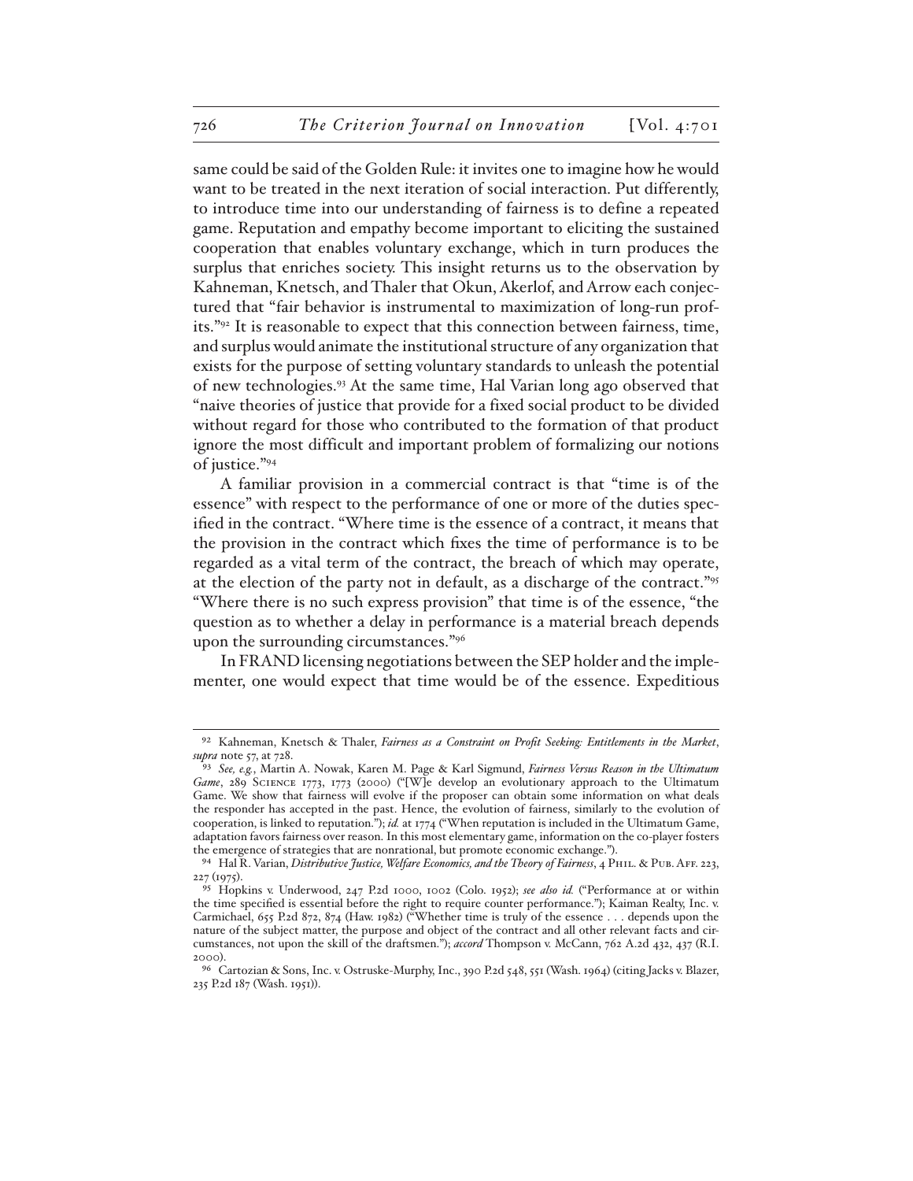same could be said of the Golden Rule: it invites one to imagine how he would want to be treated in the next iteration of social interaction. Put differently, to introduce time into our understanding of fairness is to define a repeated game. Reputation and empathy become important to eliciting the sustained cooperation that enables voluntary exchange, which in turn produces the surplus that enriches society. This insight returns us to the observation by Kahneman, Knetsch, and Thaler that Okun, Akerlof, and Arrow each conjectured that "fair behavior is instrumental to maximization of long-run profits."[92] It is reasonable to expect that this connection between fairness, time, and surplus would animate the institutional structure of any organization that exists for the purpose of setting voluntary standards to unleash the potential of new technologies.[93] At the same time, Hal Varian long ago observed that "naive theories of justice that provide for a fixed social product to be divided without regard for those who contributed to the formation of that product ignore the most difficult and important problem of formalizing our notions of justice."[94]

A familiar provision in a commercial contract is that "time is of the essence" with respect to the performance of one or more of the duties specified in the contract. "Where time is the essence of a contract, it means that the provision in the contract which fixes the time of performance is to be regarded as a vital term of the contract, the breach of which may operate, at the election of the party not in default, as a discharge of the contract."[95] "Where there is no such express provision" that time is of the essence, "the question as to whether a delay in performance is a material breach depends upon the surrounding circumstances."[96]

In FRAND licensing negotiations between the SEP holder and the implementer, one would expect that time would be of the essence. Expeditious

---

[92] Kahneman, Knetsch & Thaler, *Fairness as a Constraint on Profit Seeking: Entitlements in the Market*, *supra* note 57, at 728.

[93] *See, e.g.*, Martin A. Nowak, Karen M. Page & Karl Sigmund, *Fairness Versus Reason in the Ultimatum Game*, 289 SCIENCE 1773, 1773 (2000) ("[W]e develop an evolutionary approach to the Ultimatum Game. We show that fairness will evolve if the proposer can obtain some information on what deals the responder has accepted in the past. Hence, the evolution of fairness, similarly to the evolution of cooperation, is linked to reputation."); *id.* at 1774 ("When reputation is included in the Ultimatum Game, adaptation favors fairness over reason. In this most elementary game, information on the co-player fosters the emergence of strategies that are nonrational, but promote economic exchange.").

[94] Hal R. Varian, *Distributive Justice, Welfare Economics, and the Theory of Fairness*, 4 PHIL. & PUB. AFF. 223, 227 (1975).

[95] Hopkins v. Underwood, 247 P.2d 1000, 1002 (Colo. 1952); *see also id.* ("Performance at or within the time specified is essential before the right to require counter performance."); Kaiman Realty, Inc. v. Carmichael, 655 P.2d 872, 874 (Haw. 1982) ("Whether time is truly of the essence . . . depends upon the nature of the subject matter, the purpose and object of the contract and all other relevant facts and circumstances, not upon the skill of the draftsmen."); *accord* Thompson v. McCann, 762 A.2d 432, 437 (R.I. 2000).

[96] Cartozian & Sons, Inc. v. Ostruske-Murphy, Inc., 390 P.2d 548, 551 (Wash. 1964) (citing Jacks v. Blazer, 235 P.2d 187 (Wash. 1951)).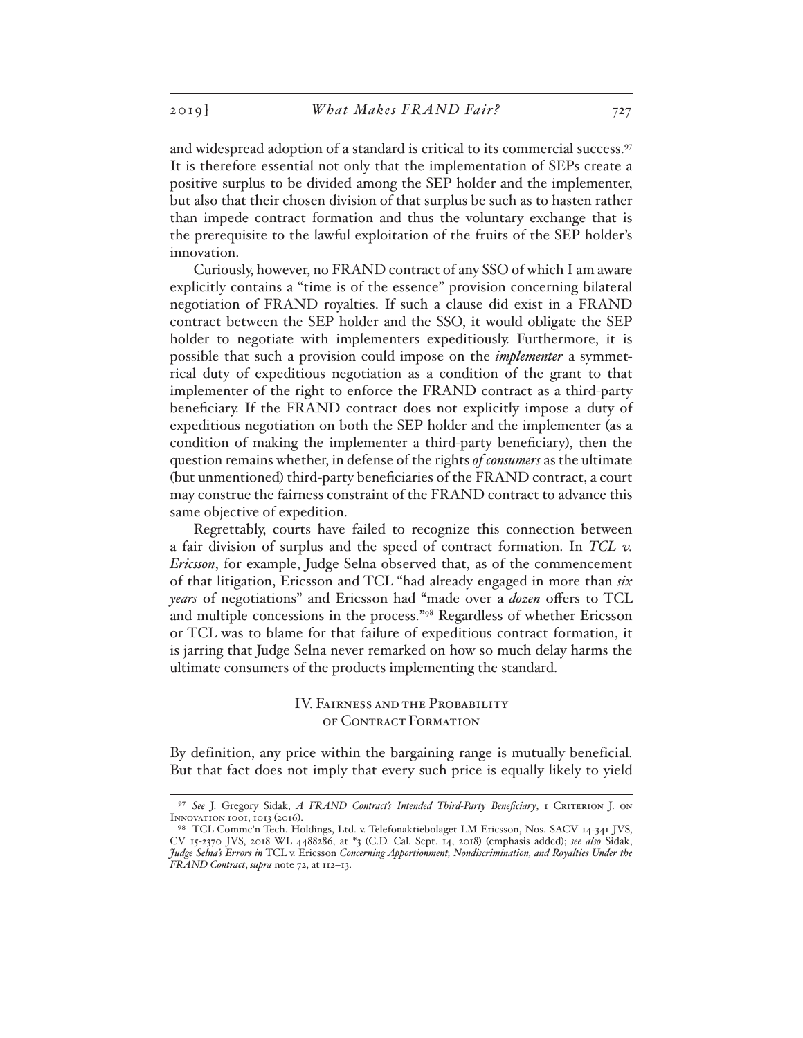and widespread adoption of a standard is critical to its commercial success.[97] It is therefore essential not only that the implementation of SEPs create a positive surplus to be divided among the SEP holder and the implementer, but also that their chosen division of that surplus be such as to hasten rather than impede contract formation and thus the voluntary exchange that is the prerequisite to the lawful exploitation of the fruits of the SEP holder's innovation.

Curiously, however, no FRAND contract of any SSO of which I am aware explicitly contains a "time is of the essence" provision concerning bilateral negotiation of FRAND royalties. If such a clause did exist in a FRAND contract between the SEP holder and the SSO, it would obligate the SEP holder to negotiate with implementers expeditiously. Furthermore, it is possible that such a provision could impose on the *implementer* a symmetrical duty of expeditious negotiation as a condition of the grant to that implementer of the right to enforce the FRAND contract as a third-party beneficiary. If the FRAND contract does not explicitly impose a duty of expeditious negotiation on both the SEP holder and the implementer (as a condition of making the implementer a third-party beneficiary), then the question remains whether, in defense of the rights *of consumers* as the ultimate (but unmentioned) third-party beneficiaries of the FRAND contract, a court may construe the fairness constraint of the FRAND contract to advance this same objective of expedition.

Regrettably, courts have failed to recognize this connection between a fair division of surplus and the speed of contract formation. In *TCL v. Ericsson*, for example, Judge Selna observed that, as of the commencement of that litigation, Ericsson and TCL "had already engaged in more than *six years* of negotiations" and Ericsson had "made over a *dozen* offers to TCL and multiple concessions in the process."[98] Regardless of whether Ericsson or TCL was to blame for that failure of expeditious contract formation, it is jarring that Judge Selna never remarked on how so much delay harms the ultimate consumers of the products implementing the standard.

## IV. Fairness and the Probability of Contract Formation

By definition, any price within the bargaining range is mutually beneficial. But that fact does not imply that every such price is equally likely to yield

---

[97] *See* J. Gregory Sidak, *A FRAND Contract's Intended Third-Party Beneficiary*, 1 Criterion J. on Innovation 1001, 1013 (2016).

[98] TCL Commc'n Tech. Holdings, Ltd. v. Telefonaktiebolaget LM Ericsson, Nos. SACV 14-341 JVS, CV 15-2370 JVS, 2018 WL 4488286, at *3 (C.D. Cal. Sept. 14, 2018) (emphasis added); *see also* Sidak, *Judge Selna's Errors in* TCL v. Ericsson *Concerning Apportionment, Nondiscrimination, and Royalties Under the FRAND Contract*, *supra* note 72, at 112–13.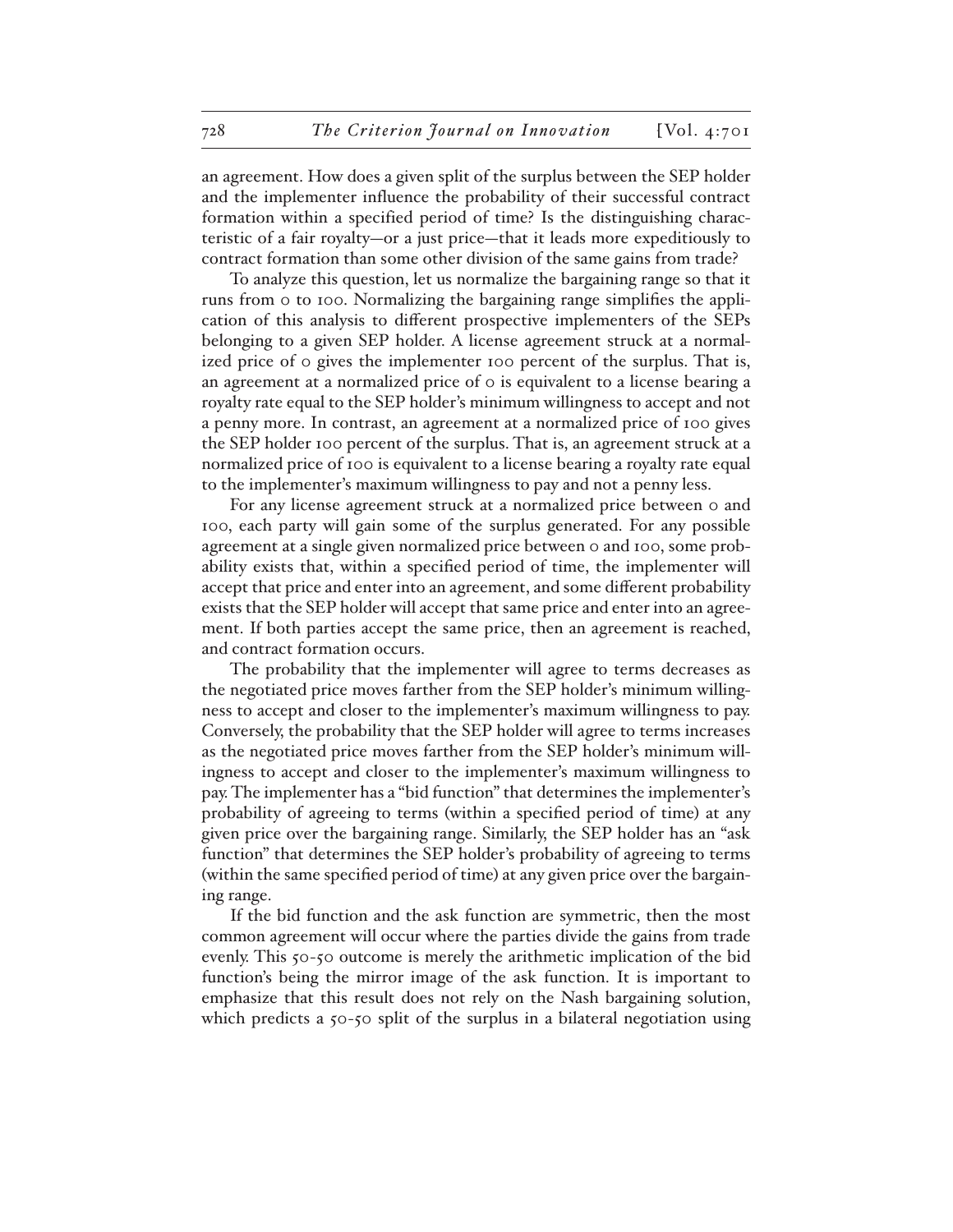an agreement. How does a given split of the surplus between the SEP holder and the implementer influence the probability of their successful contract formation within a specified period of time? Is the distinguishing characteristic of a fair royalty—or a just price—that it leads more expeditiously to contract formation than some other division of the same gains from trade?

To analyze this question, let us normalize the bargaining range so that it runs from 0 to 100. Normalizing the bargaining range simplifies the application of this analysis to different prospective implementers of the SEPs belonging to a given SEP holder. A license agreement struck at a normalized price of 0 gives the implementer 100 percent of the surplus. That is, an agreement at a normalized price of 0 is equivalent to a license bearing a royalty rate equal to the SEP holder's minimum willingness to accept and not a penny more. In contrast, an agreement at a normalized price of 100 gives the SEP holder 100 percent of the surplus. That is, an agreement struck at a normalized price of 100 is equivalent to a license bearing a royalty rate equal to the implementer's maximum willingness to pay and not a penny less.

For any license agreement struck at a normalized price between 0 and 100, each party will gain some of the surplus generated. For any possible agreement at a single given normalized price between 0 and 100, some probability exists that, within a specified period of time, the implementer will accept that price and enter into an agreement, and some different probability exists that the SEP holder will accept that same price and enter into an agreement. If both parties accept the same price, then an agreement is reached, and contract formation occurs.

The probability that the implementer will agree to terms decreases as the negotiated price moves farther from the SEP holder's minimum willingness to accept and closer to the implementer's maximum willingness to pay. Conversely, the probability that the SEP holder will agree to terms increases as the negotiated price moves farther from the SEP holder's minimum willingness to accept and closer to the implementer's maximum willingness to pay. The implementer has a "bid function" that determines the implementer's probability of agreeing to terms (within a specified period of time) at any given price over the bargaining range. Similarly, the SEP holder has an "ask function" that determines the SEP holder's probability of agreeing to terms (within the same specified period of time) at any given price over the bargaining range.

If the bid function and the ask function are symmetric, then the most common agreement will occur where the parties divide the gains from trade evenly. This 50-50 outcome is merely the arithmetic implication of the bid function's being the mirror image of the ask function. It is important to emphasize that this result does not rely on the Nash bargaining solution, which predicts a 50-50 split of the surplus in a bilateral negotiation using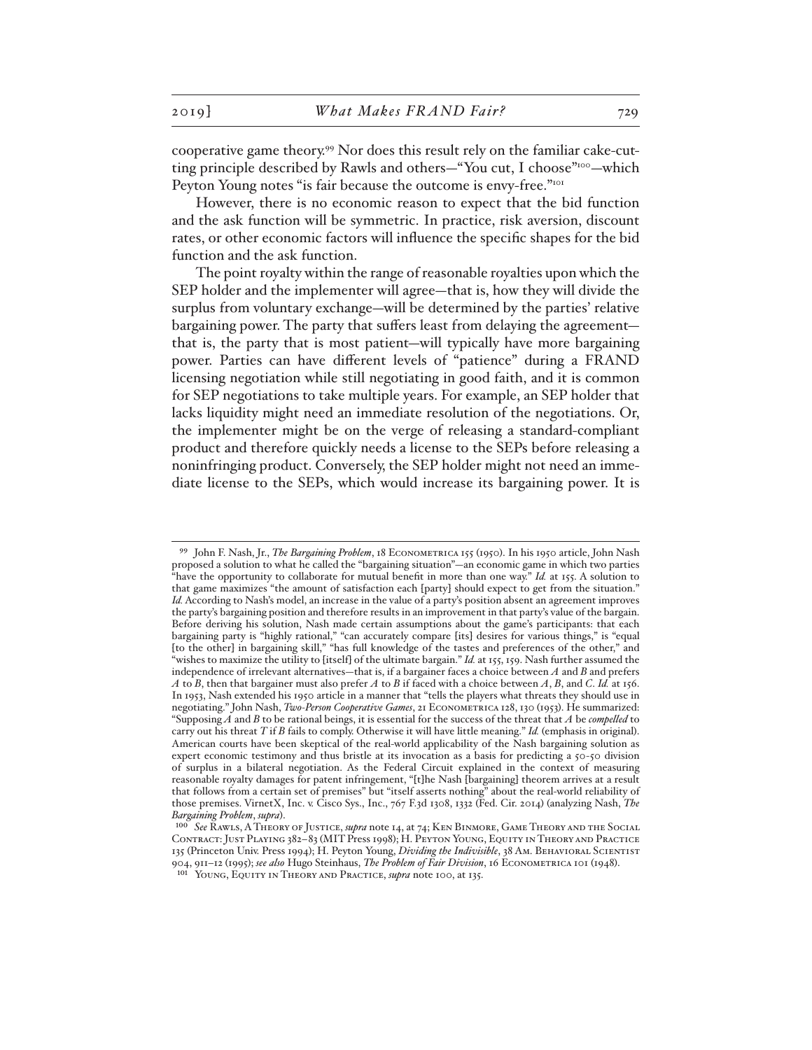cooperative game theory.[99] Nor does this result rely on the familiar cake-cutting principle described by Rawls and others—"You cut, I choose"[100]—which Peyton Young notes "is fair because the outcome is envy-free."[101]

However, there is no economic reason to expect that the bid function and the ask function will be symmetric. In practice, risk aversion, discount rates, or other economic factors will influence the specific shapes for the bid function and the ask function.

The point royalty within the range of reasonable royalties upon which the SEP holder and the implementer will agree—that is, how they will divide the surplus from voluntary exchange—will be determined by the parties' relative bargaining power. The party that suffers least from delaying the agreement—that is, the party that is most patient—will typically have more bargaining power. Parties can have different levels of "patience" during a FRAND licensing negotiation while still negotiating in good faith, and it is common for SEP negotiations to take multiple years. For example, an SEP holder that lacks liquidity might need an immediate resolution of the negotiations. Or, the implementer might be on the verge of releasing a standard-compliant product and therefore quickly needs a license to the SEPs before releasing a noninfringing product. Conversely, the SEP holder might not need an immediate license to the SEPs, which would increase its bargaining power. It is

---

[99] John F. Nash, Jr., *The Bargaining Problem*, 18 Econometrica 155 (1950). In his 1950 article, John Nash proposed a solution to what he called the "bargaining situation"—an economic game in which two parties "have the opportunity to collaborate for mutual benefit in more than one way." *Id.* at 155. A solution to that game maximizes "the amount of satisfaction each [party] should expect to get from the situation." *Id.* According to Nash's model, an increase in the value of a party's position absent an agreement improves the party's bargaining position and therefore results in an improvement in that party's value of the bargain. Before deriving his solution, Nash made certain assumptions about the game's participants: that each bargaining party is "highly rational," "can accurately compare [its] desires for various things," is "equal [to the other] in bargaining skill," "has full knowledge of the tastes and preferences of the other," and "wishes to maximize the utility to [itself] of the ultimate bargain." *Id.* at 155, 159. Nash further assumed the independence of irrelevant alternatives—that is, if a bargainer faces a choice between *A* and *B* and prefers *A* to *B*, then that bargainer must also prefer *A* to *B* if faced with a choice between *A*, *B*, and *C*. *Id.* at 156. In 1953, Nash extended his 1950 article in a manner that "tells the players what threats they should use in negotiating." John Nash, *Two-Person Cooperative Games*, 21 Econometrica 128, 130 (1953). He summarized: "Supposing *A* and *B* to be rational beings, it is essential for the success of the threat that *A* be *compelled* to carry out his threat *T* if *B* fails to comply. Otherwise it will have little meaning." *Id.* (emphasis in original). American courts have been skeptical of the real-world applicability of the Nash bargaining solution as expert economic testimony and thus bristle at its invocation as a basis for predicting a 50-50 division of surplus in a bilateral negotiation. As the Federal Circuit explained in the context of measuring reasonable royalty damages for patent infringement, "[t]he Nash [bargaining] theorem arrives at a result that follows from a certain set of premises" but "itself asserts nothing" about the real-world reliability of those premises. VirnetX, Inc. v. Cisco Sys., Inc., 767 F.3d 1308, 1332 (Fed. Cir. 2014) (analyzing Nash, *The Bargaining Problem*, *supra*).

[100] *See* Rawls, A Theory of Justice, *supra* note 14, at 74; Ken Binmore, Game Theory and the Social Contract: Just Playing 382–83 (MIT Press 1998); H. Peyton Young, Equity in Theory and Practice 135 (Princeton Univ. Press 1994); H. Peyton Young, *Dividing the Indivisible*, 38 Am. Behavioral Scientist 904, 911–12 (1995); *see also* Hugo Steinhaus, *The Problem of Fair Division*, 16 Econometrica 101 (1948).

[101] Young, Equity in Theory and Practice, *supra* note 100, at 135.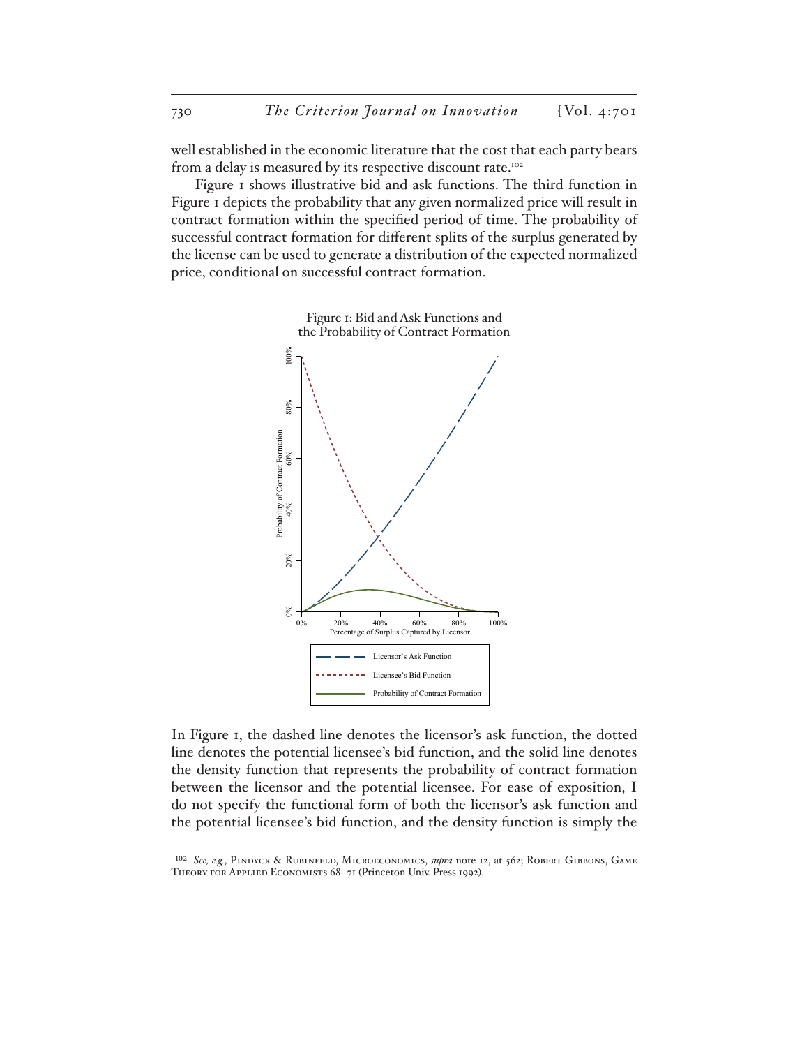well established in the economic literature that the cost that each party bears from a delay is measured by its respective discount rate.[102]

Figure 1 shows illustrative bid and ask functions. The third function in Figure 1 depicts the probability that any given normalized price will result in contract formation within the specified period of time. The probability of successful contract formation for different splits of the surplus generated by the license can be used to generate a distribution of the expected normalized price, conditional on successful contract formation.

Figure 1: Bid and Ask Functions and the Probability of Contract Formation

In Figure 1, the dashed line denotes the licensor's ask function, the dotted line denotes the potential licensee's bid function, and the solid line denotes the density function that represents the probability of contract formation between the licensor and the potential licensee. For ease of exposition, I do not specify the functional form of both the licensor's ask function and the potential licensee's bid function, and the density function is simply the

[102] *See, e.g.*, Pindyck & Rubinfeld, Microeconomics, *supra* note 12, at 562; Robert Gibbons, Game Theory for Applied Economists 68–71 (Princeton Univ. Press 1992).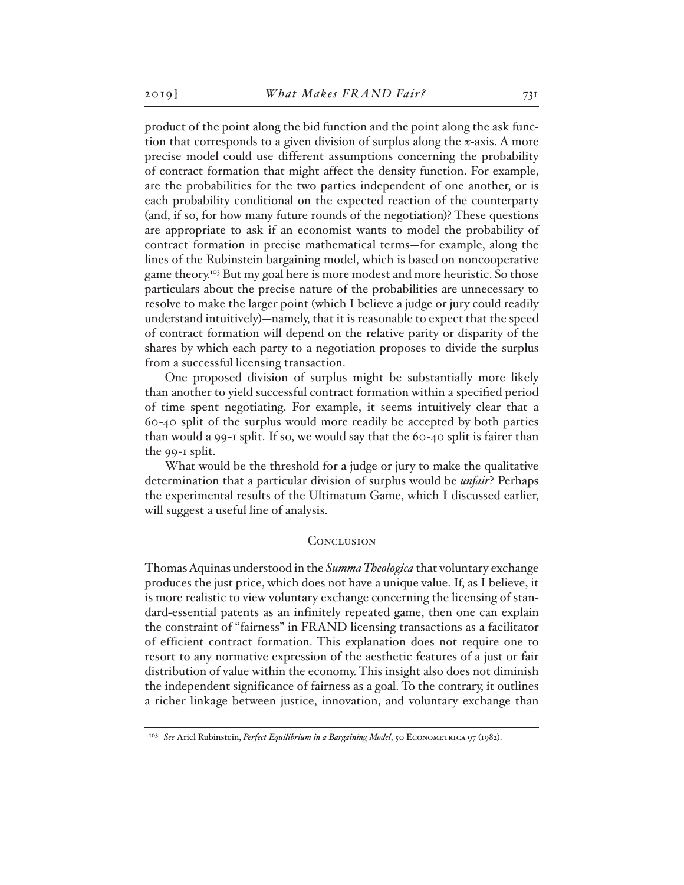product of the point along the bid function and the point along the ask function that corresponds to a given division of surplus along the *x*-axis. A more precise model could use different assumptions concerning the probability of contract formation that might affect the density function. For example, are the probabilities for the two parties independent of one another, or is each probability conditional on the expected reaction of the counterparty (and, if so, for how many future rounds of the negotiation)? These questions are appropriate to ask if an economist wants to model the probability of contract formation in precise mathematical terms—for example, along the lines of the Rubinstein bargaining model, which is based on noncooperative game theory.[103] But my goal here is more modest and more heuristic. So those particulars about the precise nature of the probabilities are unnecessary to resolve to make the larger point (which I believe a judge or jury could readily understand intuitively)—namely, that it is reasonable to expect that the speed of contract formation will depend on the relative parity or disparity of the shares by which each party to a negotiation proposes to divide the surplus from a successful licensing transaction.

One proposed division of surplus might be substantially more likely than another to yield successful contract formation within a specified period of time spent negotiating. For example, it seems intuitively clear that a 60-40 split of the surplus would more readily be accepted by both parties than would a 99-1 split. If so, we would say that the 60-40 split is fairer than the 99-1 split.

What would be the threshold for a judge or jury to make the qualitative determination that a particular division of surplus would be ***unfair***? Perhaps the experimental results of the Ultimatum Game, which I discussed earlier, will suggest a useful line of analysis.

## Conclusion

Thomas Aquinas understood in the *Summa Theologica* that voluntary exchange produces the just price, which does not have a unique value. If, as I believe, it is more realistic to view voluntary exchange concerning the licensing of standard-essential patents as an infinitely repeated game, then one can explain the constraint of "fairness" in FRAND licensing transactions as a facilitator of efficient contract formation. This explanation does not require one to resort to any normative expression of the aesthetic features of a just or fair distribution of value within the economy. This insight also does not diminish the independent significance of fairness as a goal. To the contrary, it outlines a richer linkage between justice, innovation, and voluntary exchange than

---

[103] *See* Ariel Rubinstein, *Perfect Equilibrium in a Bargaining Model*, 50 Econometrica 97 (1982).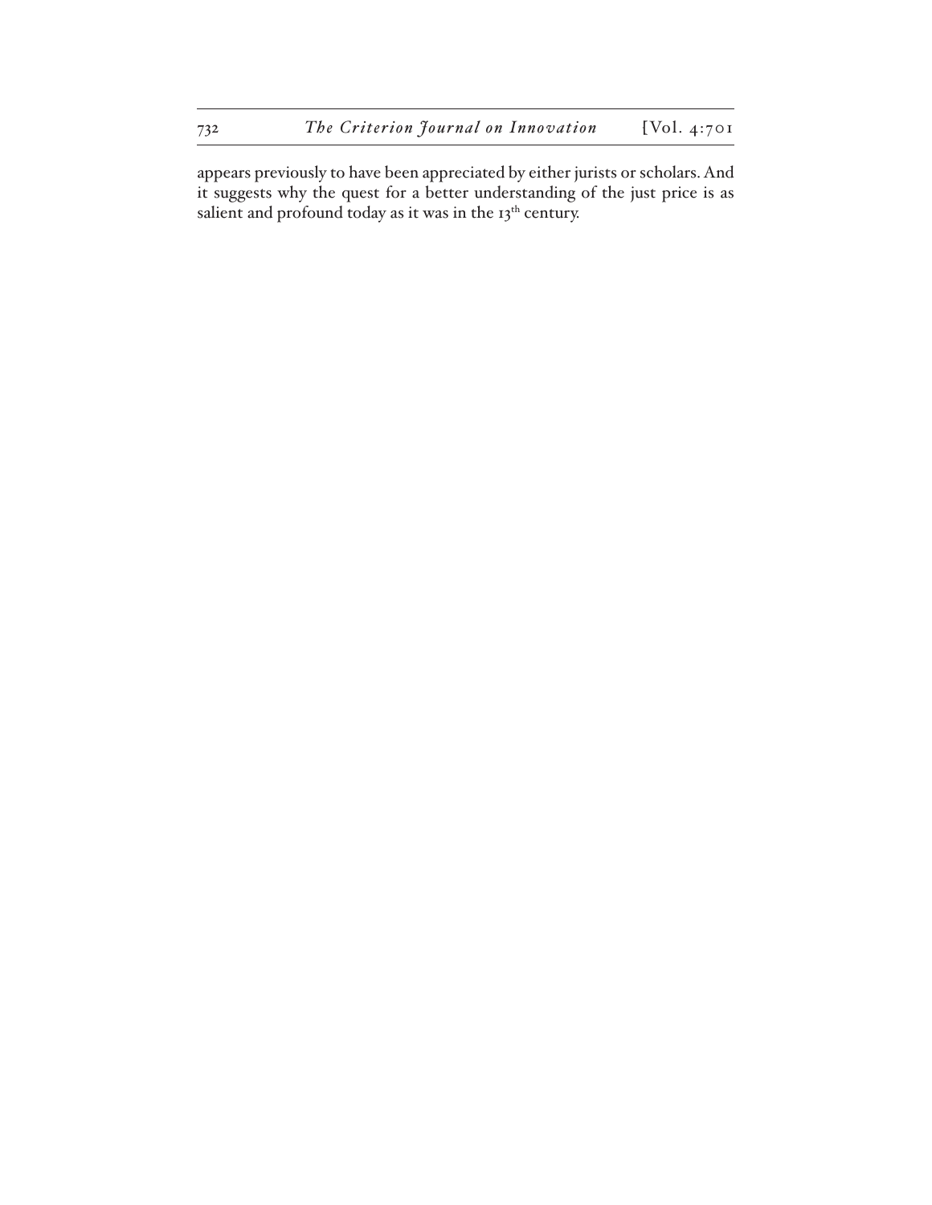appears previously to have been appreciated by either jurists or scholars. And it suggests why the quest for a better understanding of the just price is as salient and profound today as it was in the 13th century.